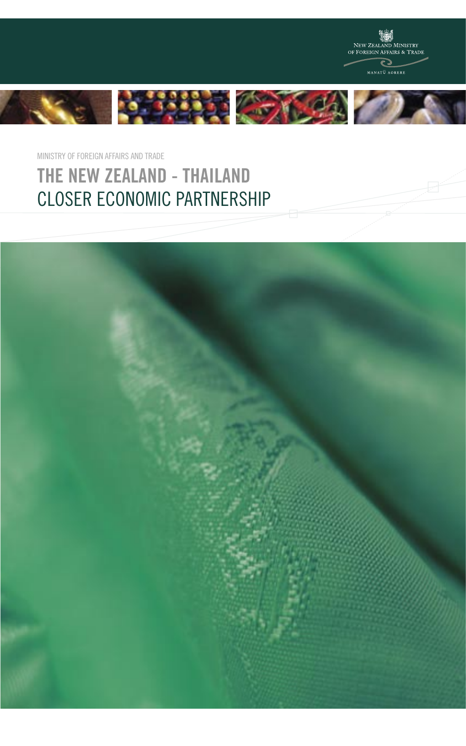NEW ZEALAND MINISTRY OF FOREIGN AFFAIRS & TRADE

MANATŪ AORERE

MINISTRY OF FOREIGN AFFAIRS AND TRADE

# THE NEW ZEALAND - THAILAND CLOSER ECONOMIC PARTNERSHIP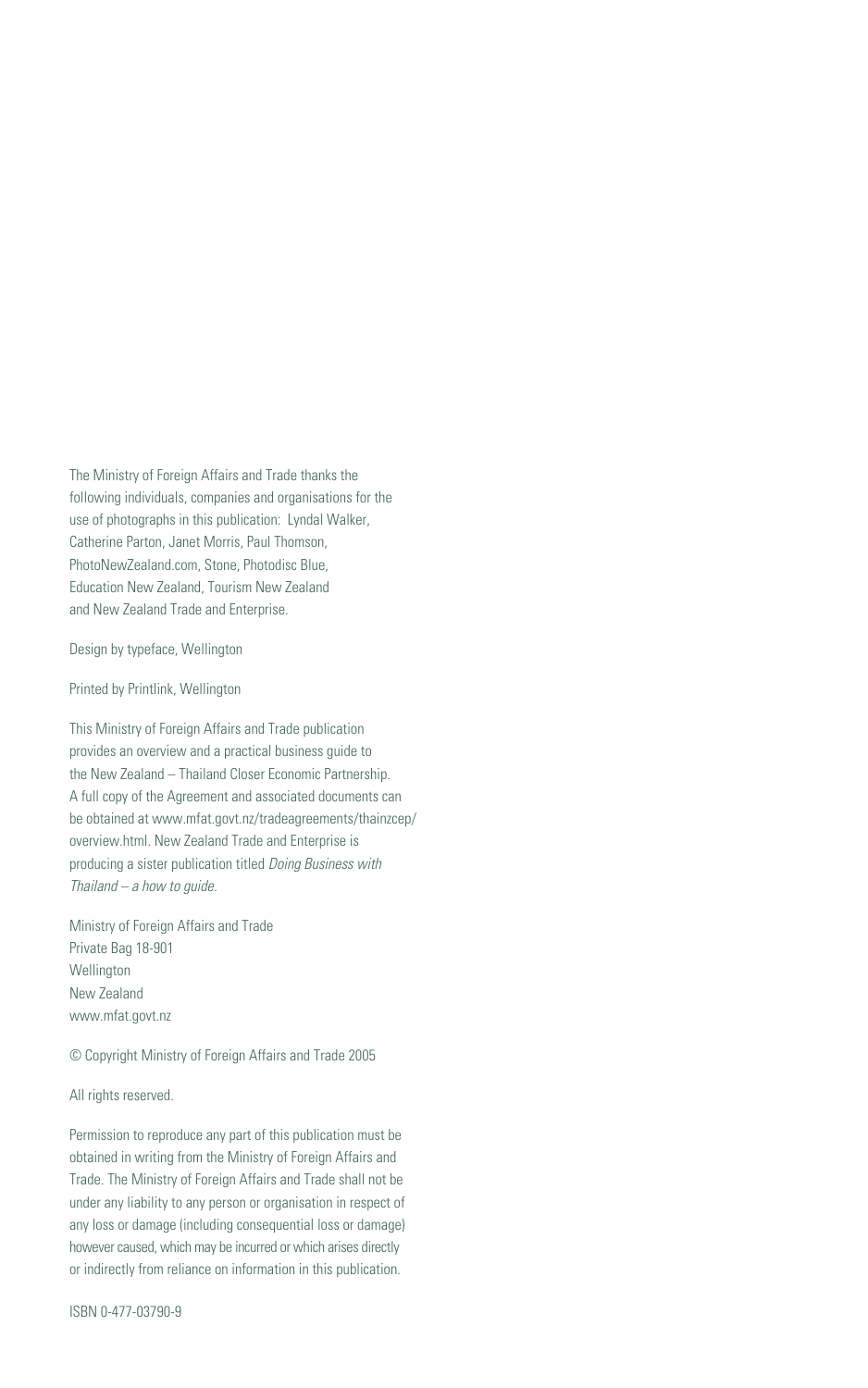The Ministry of Foreign Affairs and Trade thanks the following individuals, companies and organisations for the use of photographs in this publication: Lyndal Walker, Catherine Parton, Janet Morris, Paul Thomson, PhotoNewZealand.com, Stone, Photodisc Blue, Education New Zealand, Tourism New Zealand and New Zealand Trade and Enterprise.

Design by typeface, Wellington

Printed by Printlink, Wellington

This Ministry of Foreign Affairs and Trade publication provides an overview and a practical business guide to the New Zealand – Thailand Closer Economic Partnership. A full copy of the Agreement and associated documents can be obtained at www.mfat.govt.nz/tradeagreements/thainzcep/overview.html. New Zealand Trade and Enterprise is producing a sister publication titled *Doing Business with Thailand – a how to guide*.

Ministry of Foreign Affairs and Trade
Private Bag 18-901
Wellington
New Zealand
www.mfat.govt.nz

© Copyright Ministry of Foreign Affairs and Trade 2005

All rights reserved.

Permission to reproduce any part of this publication must be obtained in writing from the Ministry of Foreign Affairs and Trade. The Ministry of Foreign Affairs and Trade shall not be under any liability to any person or organisation in respect of any loss or damage (including consequential loss or damage) however caused, which may be incurred or which arises directly or indirectly from reliance on information in this publication.

ISBN 0-477-03790-9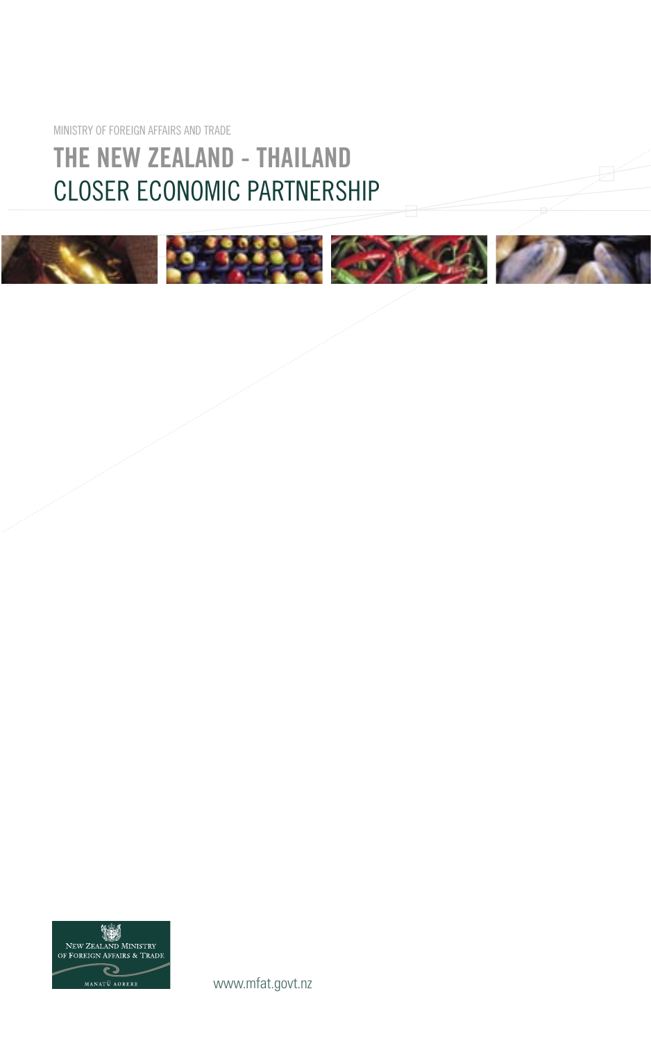MINISTRY OF FOREIGN AFFAIRS AND TRADE

# THE NEW ZEALAND - THAILAND CLOSER ECONOMIC PARTNERSHIP

NEW ZEALAND MINISTRY OF FOREIGN AFFAIRS & TRADE

MANATŪ AORERE

www.mfat.govt.nz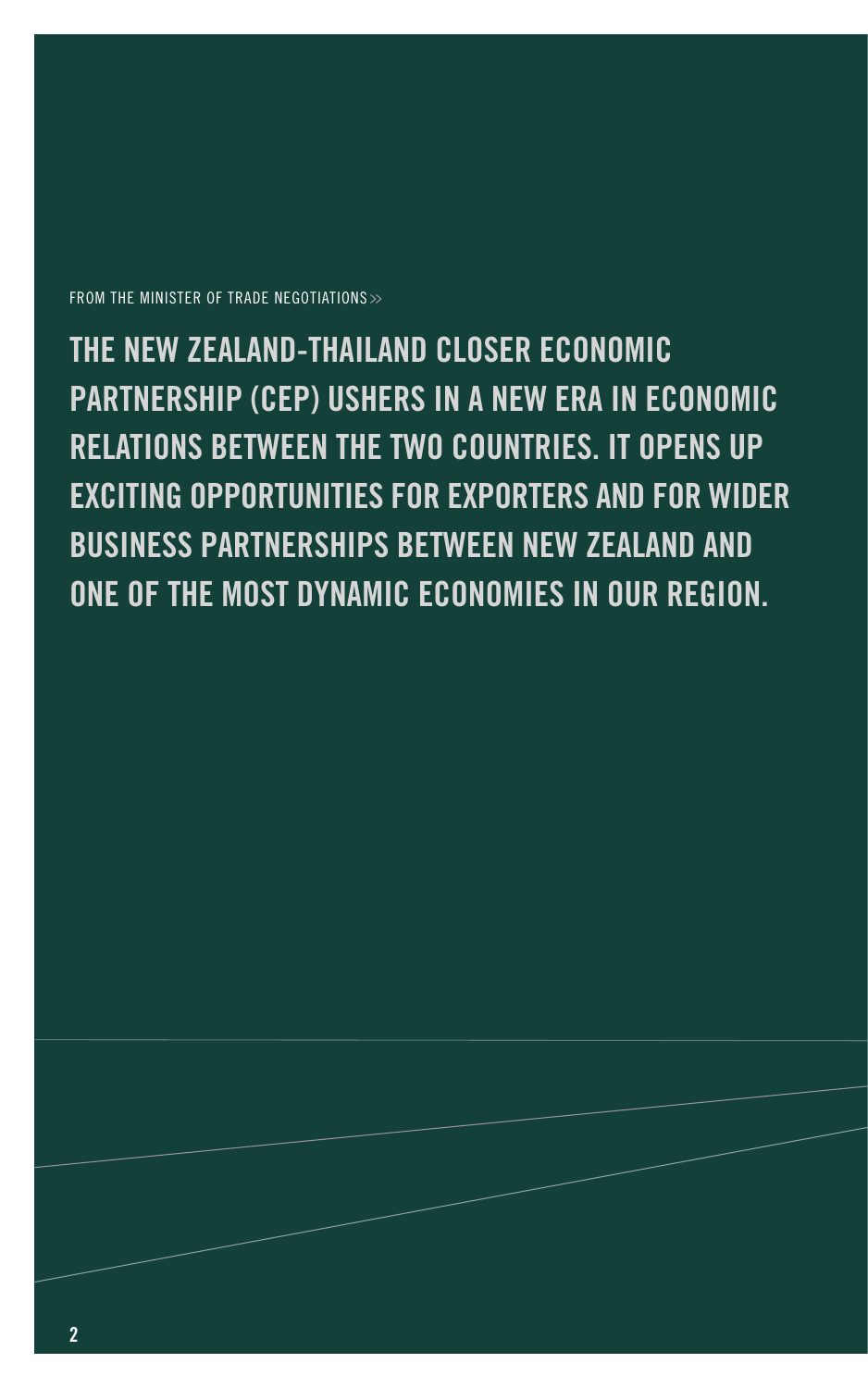FROM THE MINISTER OF TRADE NEGOTIATIONS >>

## THE NEW ZEALAND-THAILAND CLOSER ECONOMIC PARTNERSHIP (CEP) USHERS IN A NEW ERA IN ECONOMIC RELATIONS BETWEEN THE TWO COUNTRIES. IT OPENS UP EXCITING OPPORTUNITIES FOR EXPORTERS AND FOR WIDER BUSINESS PARTNERSHIPS BETWEEN NEW ZEALAND AND ONE OF THE MOST DYNAMIC ECONOMIES IN OUR REGION.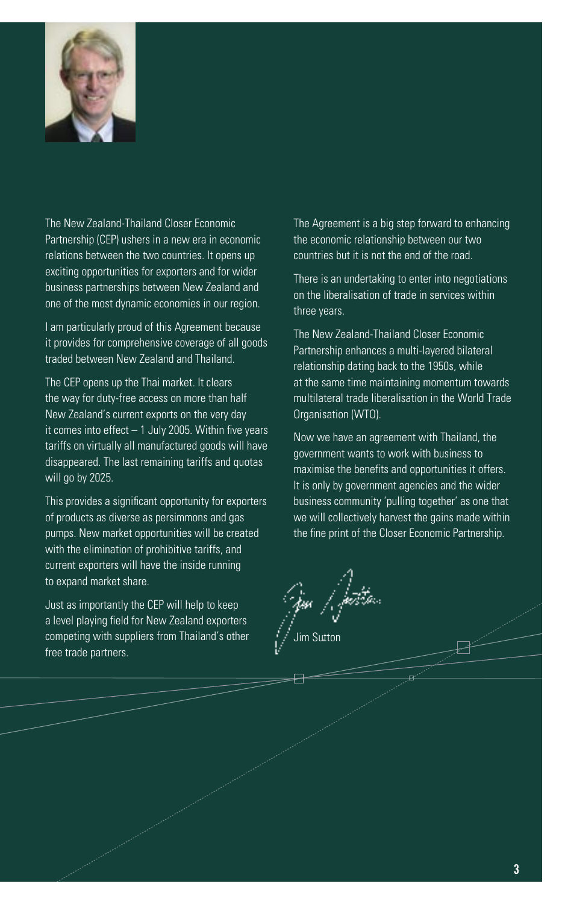The New Zealand-Thailand Closer Economic Partnership (CEP) ushers in a new era in economic relations between the two countries. It opens up exciting opportunities for exporters and for wider business partnerships between New Zealand and one of the most dynamic economies in our region.

I am particularly proud of this Agreement because it provides for comprehensive coverage of all goods traded between New Zealand and Thailand.

The CEP opens up the Thai market. It clears the way for duty-free access on more than half New Zealand's current exports on the very day it comes into effect – 1 July 2005. Within five years tariffs on virtually all manufactured goods will have disappeared. The last remaining tariffs and quotas will go by 2025.

This provides a significant opportunity for exporters of products as diverse as persimmons and gas pumps. New market opportunities will be created with the elimination of prohibitive tariffs, and current exporters will have the inside running to expand market share.

Just as importantly the CEP will help to keep a level playing field for New Zealand exporters competing with suppliers from Thailand's other free trade partners.

The Agreement is a big step forward to enhancing the economic relationship between our two countries but it is not the end of the road.

There is an undertaking to enter into negotiations on the liberalisation of trade in services within three years.

The New Zealand-Thailand Closer Economic Partnership enhances a multi-layered bilateral relationship dating back to the 1950s, while at the same time maintaining momentum towards multilateral trade liberalisation in the World Trade Organisation (WTO).

Now we have an agreement with Thailand, the government wants to work with business to maximise the benefits and opportunities it offers. It is only by government agencies and the wider business community 'pulling together' as one that we will collectively harvest the gains made within the fine print of the Closer Economic Partnership.

Jim Sutton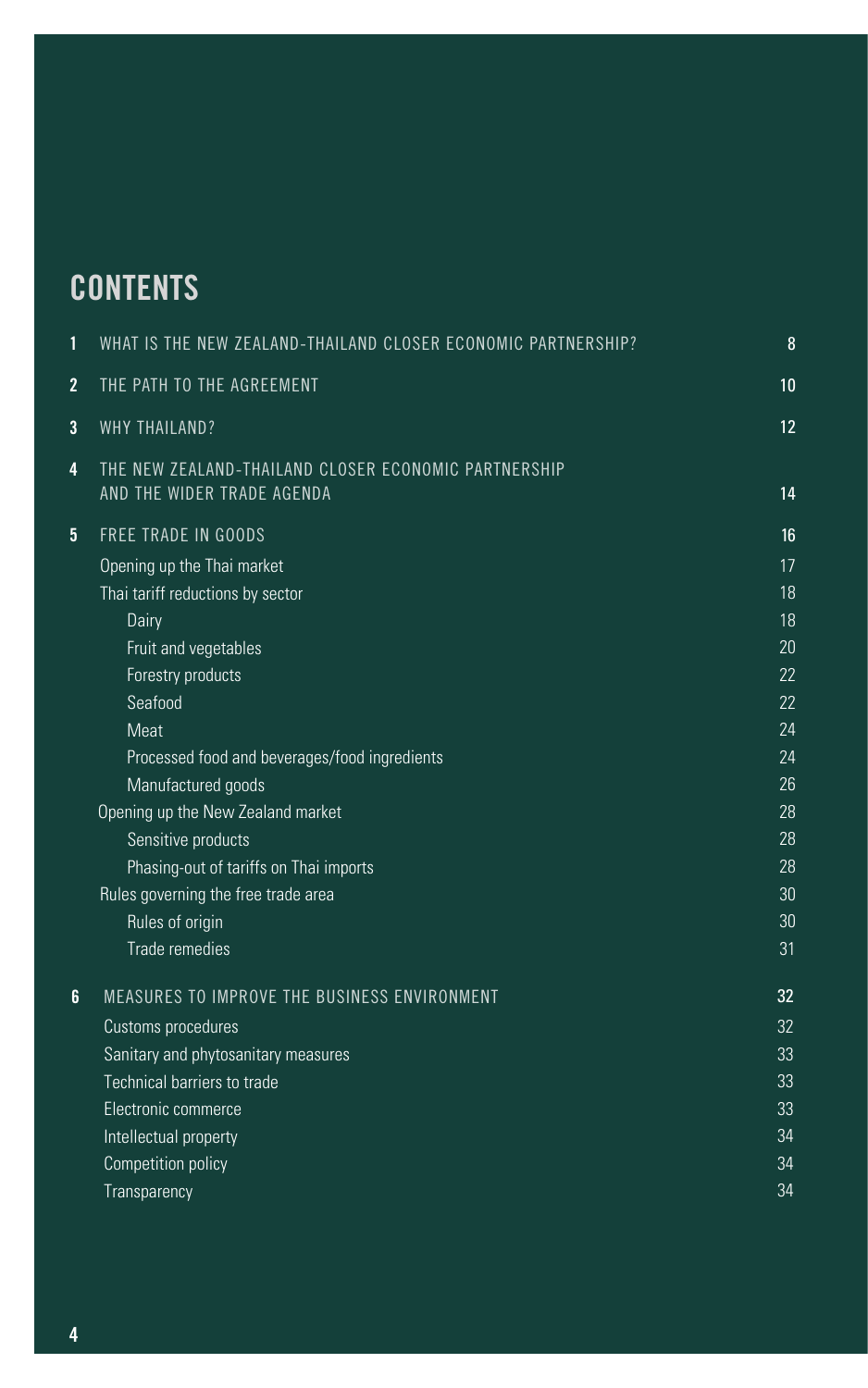# CONTENTS

| | | |
|---|---|---|
| 1 | WHAT IS THE NEW ZEALAND-THAILAND CLOSER ECONOMIC PARTNERSHIP? | 8 |
| 2 | THE PATH TO THE AGREEMENT | 10 |
| 3 | WHY THAILAND? | 12 |
| 4 | THE NEW ZEALAND-THAILAND CLOSER ECONOMIC PARTNERSHIP AND THE WIDER TRADE AGENDA | 14 |
| 5 | FREE TRADE IN GOODS | 16 |
| | Opening up the Thai market | 17 |
| | Thai tariff reductions by sector | 18 |
| | Dairy | 18 |
| | Fruit and vegetables | 20 |
| | Forestry products | 22 |
| | Seafood | 22 |
| | Meat | 24 |
| | Processed food and beverages/food ingredients | 24 |
| | Manufactured goods | 26 |
| | Opening up the New Zealand market | 28 |
| | Sensitive products | 28 |
| | Phasing-out of tariffs on Thai imports | 28 |
| | Rules governing the free trade area | 30 |
| | Rules of origin | 30 |
| | Trade remedies | 31 |
| 6 | MEASURES TO IMPROVE THE BUSINESS ENVIRONMENT | 32 |
| | Customs procedures | 32 |
| | Sanitary and phytosanitary measures | 33 |
| | Technical barriers to trade | 33 |
| | Electronic commerce | 33 |
| | Intellectual property | 34 |
| | Competition policy | 34 |
| | Transparency | 34 |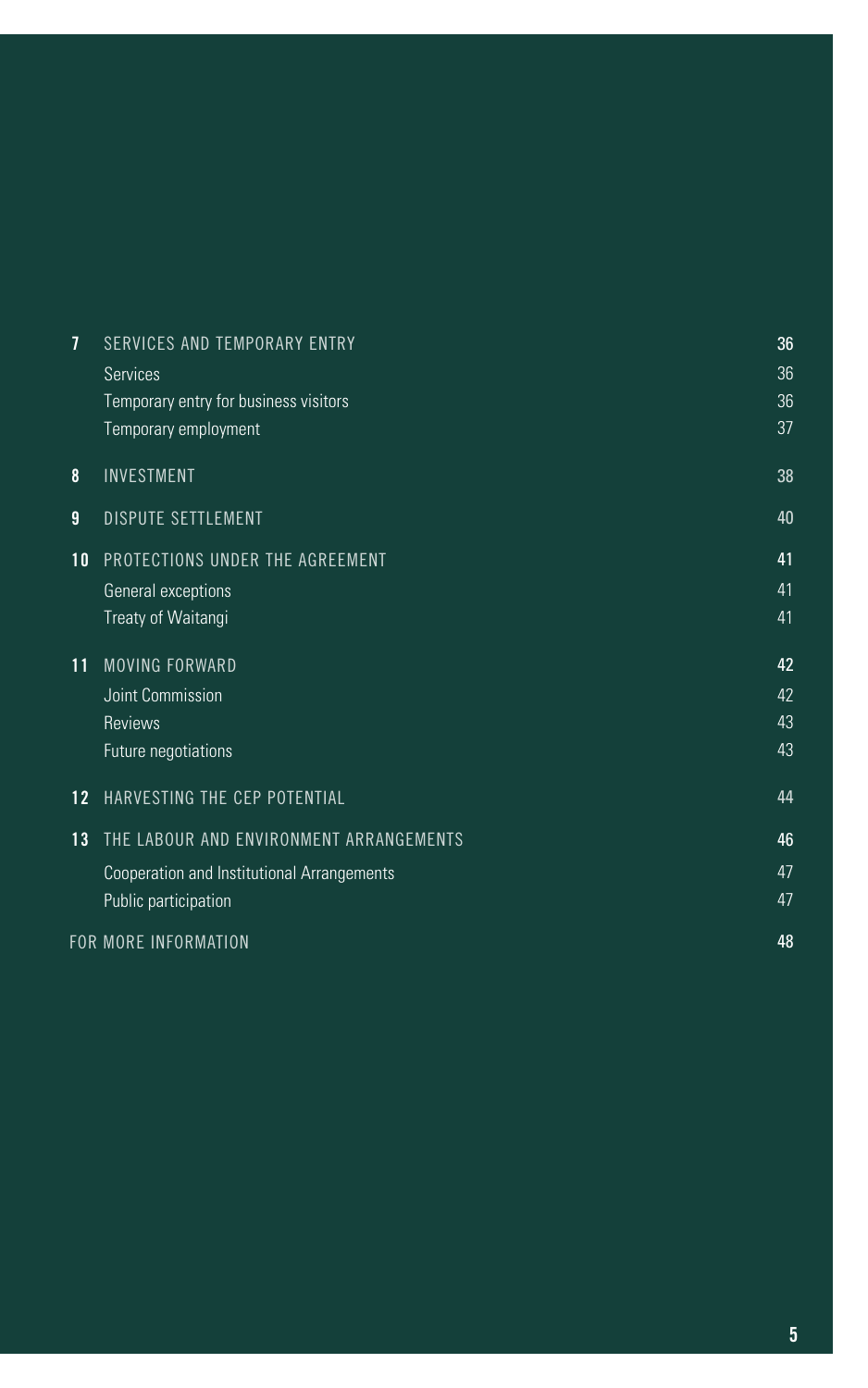| | | |
|---|---|---|
| **7** | SERVICES AND TEMPORARY ENTRY | **36** |
| | Services | 36 |
| | Temporary entry for business visitors | 36 |
| | Temporary employment | 37 |
| **8** | INVESTMENT | 38 |
| **9** | DISPUTE SETTLEMENT | 40 |
| **10** | PROTECTIONS UNDER THE AGREEMENT | **41** |
| | General exceptions | 41 |
| | Treaty of Waitangi | 41 |
| **11** | MOVING FORWARD | **42** |
| | Joint Commission | 42 |
| | Reviews | 43 |
| | Future negotiations | 43 |
| **12** | HARVESTING THE CEP POTENTIAL | 44 |
| **13** | THE LABOUR AND ENVIRONMENT ARRANGEMENTS | **46** |
| | Cooperation and Institutional Arrangements | 47 |
| | Public participation | 47 |
| | FOR MORE INFORMATION | **48** |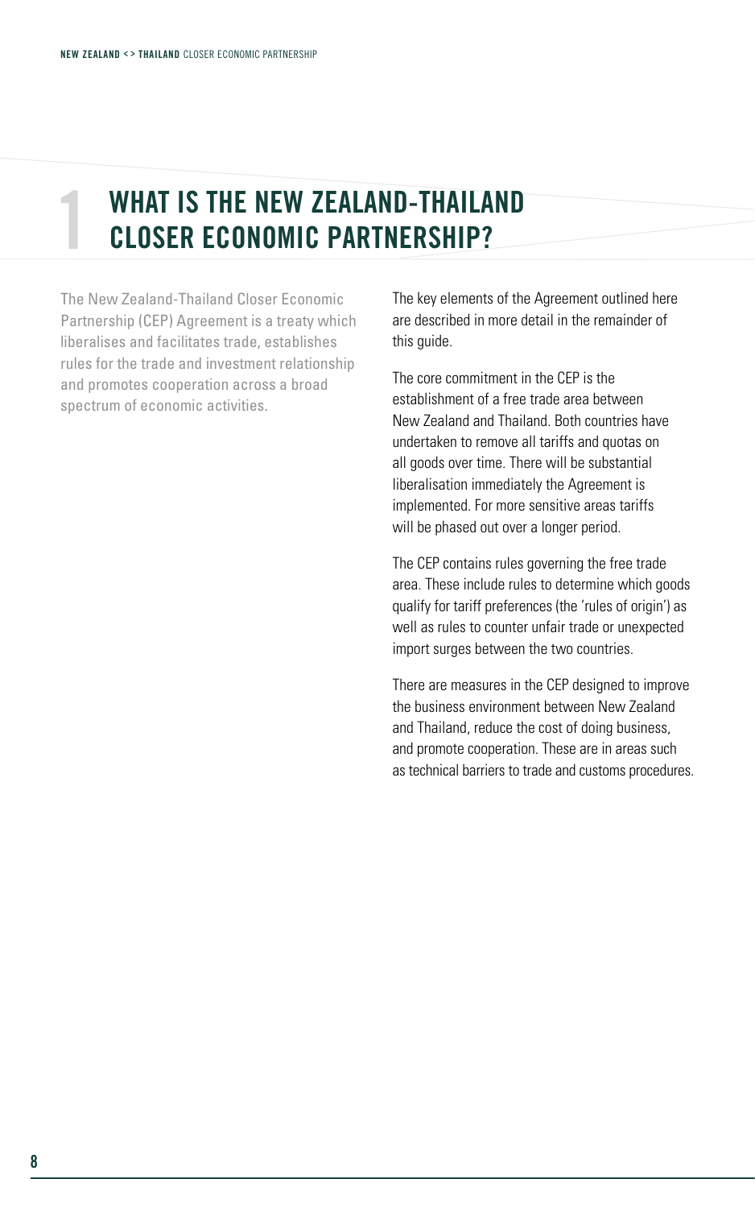# 1 WHAT IS THE NEW ZEALAND-THAILAND CLOSER ECONOMIC PARTNERSHIP?

The New Zealand-Thailand Closer Economic Partnership (CEP) Agreement is a treaty which liberalises and facilitates trade, establishes rules for the trade and investment relationship and promotes cooperation across a broad spectrum of economic activities.

The key elements of the Agreement outlined here are described in more detail in the remainder of this guide.

The core commitment in the CEP is the establishment of a free trade area between New Zealand and Thailand. Both countries have undertaken to remove all tariffs and quotas on all goods over time. There will be substantial liberalisation immediately the Agreement is implemented. For more sensitive areas tariffs will be phased out over a longer period.

The CEP contains rules governing the free trade area. These include rules to determine which goods qualify for tariff preferences (the 'rules of origin') as well as rules to counter unfair trade or unexpected import surges between the two countries.

There are measures in the CEP designed to improve the business environment between New Zealand and Thailand, reduce the cost of doing business, and promote cooperation. These are in areas such as technical barriers to trade and customs procedures.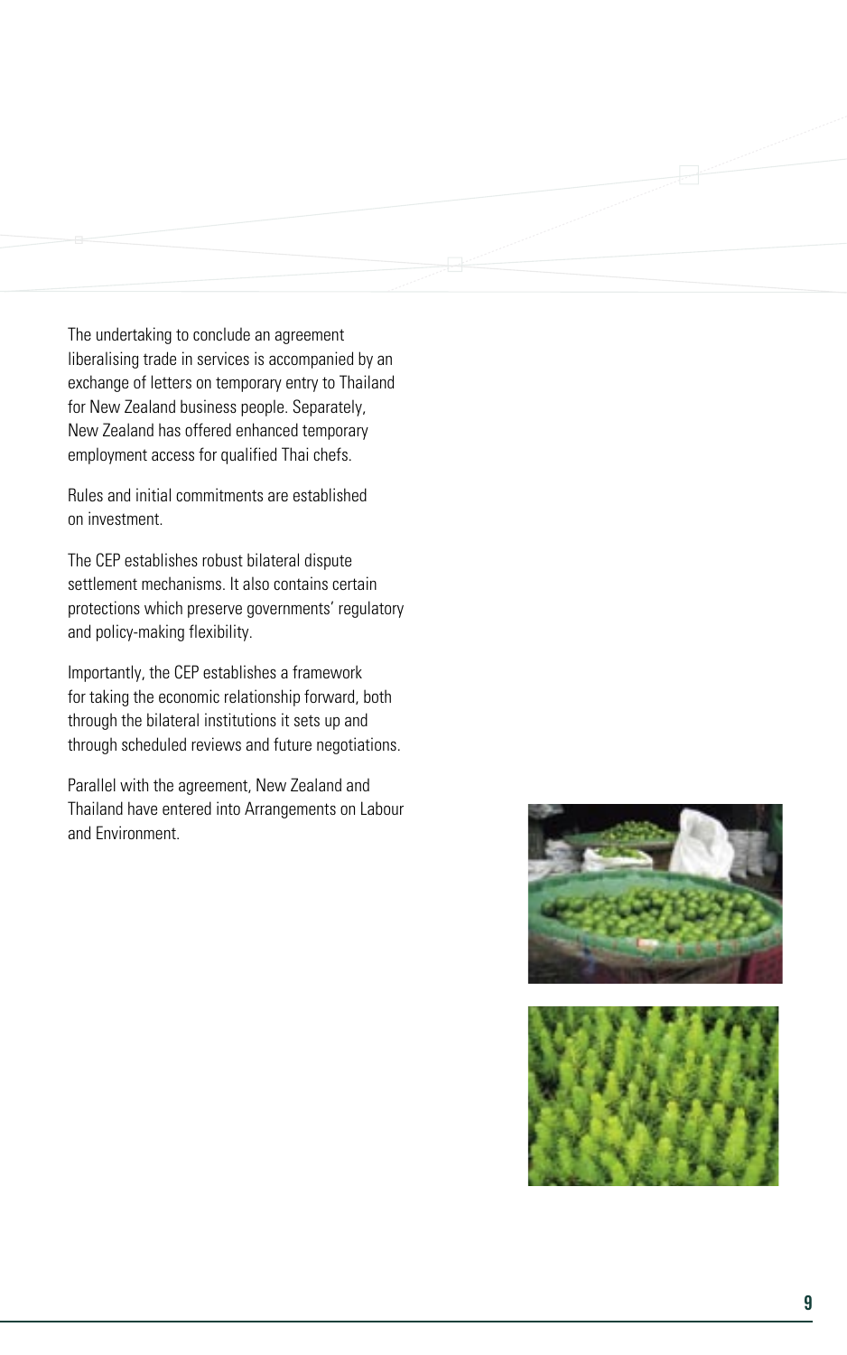The undertaking to conclude an agreement liberalising trade in services is accompanied by an exchange of letters on temporary entry to Thailand for New Zealand business people. Separately, New Zealand has offered enhanced temporary employment access for qualified Thai chefs.

Rules and initial commitments are established on investment.

The CEP establishes robust bilateral dispute settlement mechanisms. It also contains certain protections which preserve governments' regulatory and policy-making flexibility.

Importantly, the CEP establishes a framework for taking the economic relationship forward, both through the bilateral institutions it sets up and through scheduled reviews and future negotiations.

Parallel with the agreement, New Zealand and Thailand have entered into Arrangements on Labour and Environment.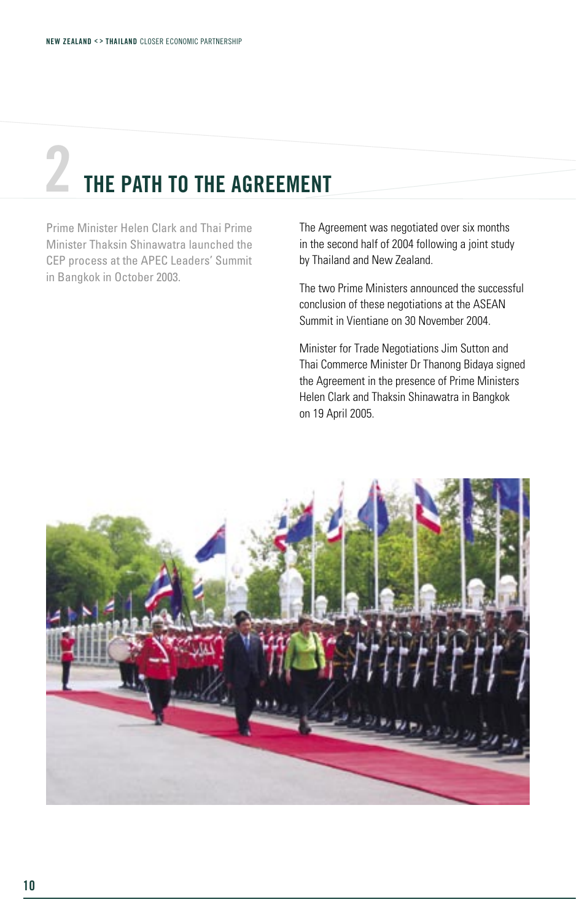# 2 THE PATH TO THE AGREEMENT

Prime Minister Helen Clark and Thai Prime Minister Thaksin Shinawatra launched the CEP process at the APEC Leaders' Summit in Bangkok in October 2003.

The Agreement was negotiated over six months in the second half of 2004 following a joint study by Thailand and New Zealand.

The two Prime Ministers announced the successful conclusion of these negotiations at the ASEAN Summit in Vientiane on 30 November 2004.

Minister for Trade Negotiations Jim Sutton and Thai Commerce Minister Dr Thanong Bidaya signed the Agreement in the presence of Prime Ministers Helen Clark and Thaksin Shinawatra in Bangkok on 19 April 2005.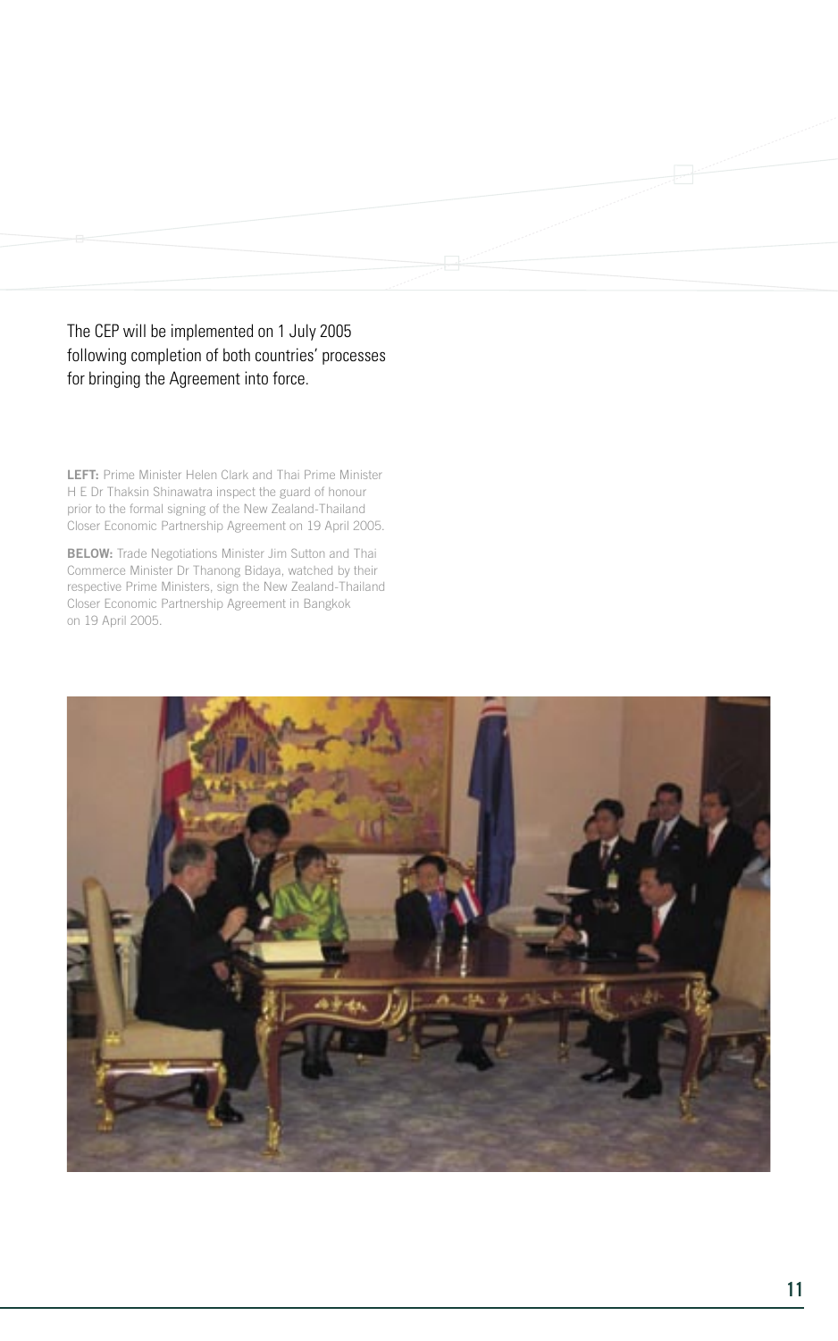The CEP will be implemented on 1 July 2005 following completion of both countries' processes for bringing the Agreement into force.

**LEFT:** Prime Minister Helen Clark and Thai Prime Minister H E Dr Thaksin Shinawatra inspect the guard of honour prior to the formal signing of the New Zealand-Thailand Closer Economic Partnership Agreement on 19 April 2005.

**BELOW:** Trade Negotiations Minister Jim Sutton and Thai Commerce Minister Dr Thanong Bidaya, watched by their respective Prime Ministers, sign the New Zealand-Thailand Closer Economic Partnership Agreement in Bangkok on 19 April 2005.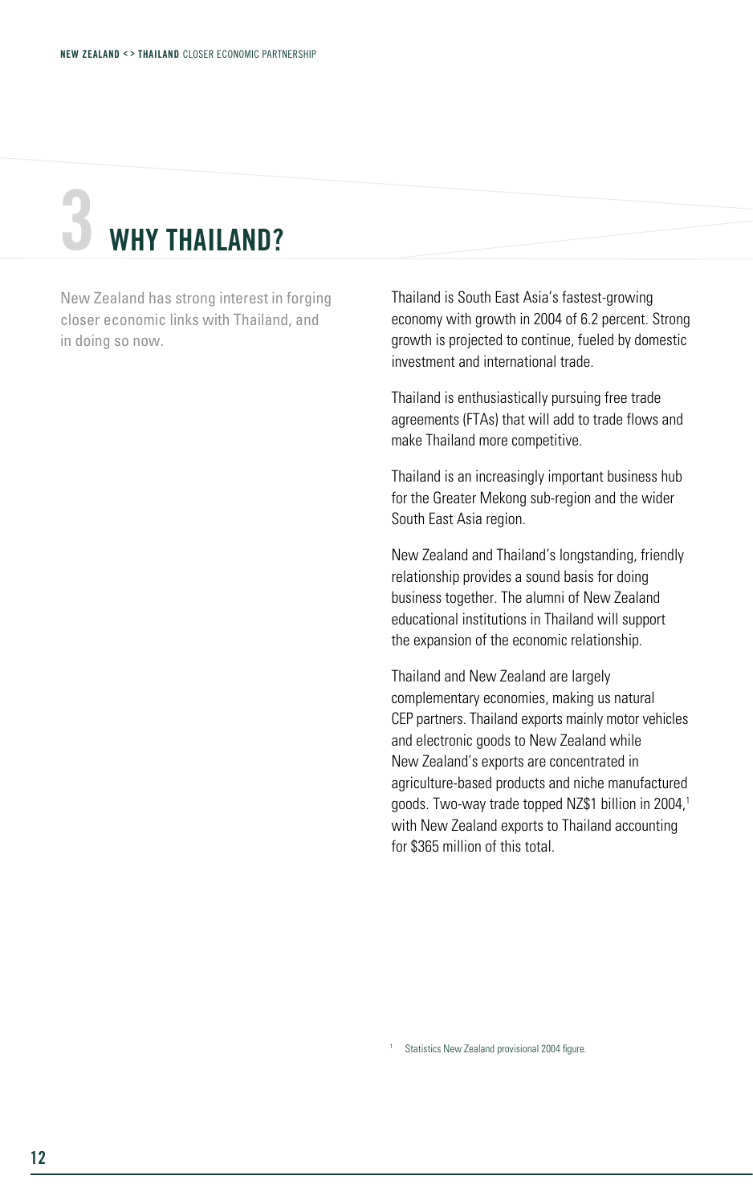# 3 WHY THAILAND?

New Zealand has strong interest in forging closer economic links with Thailand, and in doing so now.

Thailand is South East Asia's fastest-growing economy with growth in 2004 of 6.2 percent. Strong growth is projected to continue, fueled by domestic investment and international trade.

Thailand is enthusiastically pursuing free trade agreements (FTAs) that will add to trade flows and make Thailand more competitive.

Thailand is an increasingly important business hub for the Greater Mekong sub-region and the wider South East Asia region.

New Zealand and Thailand's longstanding, friendly relationship provides a sound basis for doing business together. The alumni of New Zealand educational institutions in Thailand will support the expansion of the economic relationship.

Thailand and New Zealand are largely complementary economies, making us natural CEP partners. Thailand exports mainly motor vehicles and electronic goods to New Zealand while New Zealand's exports are concentrated in agriculture-based products and niche manufactured goods. Two-way trade topped NZ$1 billion in 2004,[1] with New Zealand exports to Thailand accounting for $365 million of this total.

[1] Statistics New Zealand provisional 2004 figure.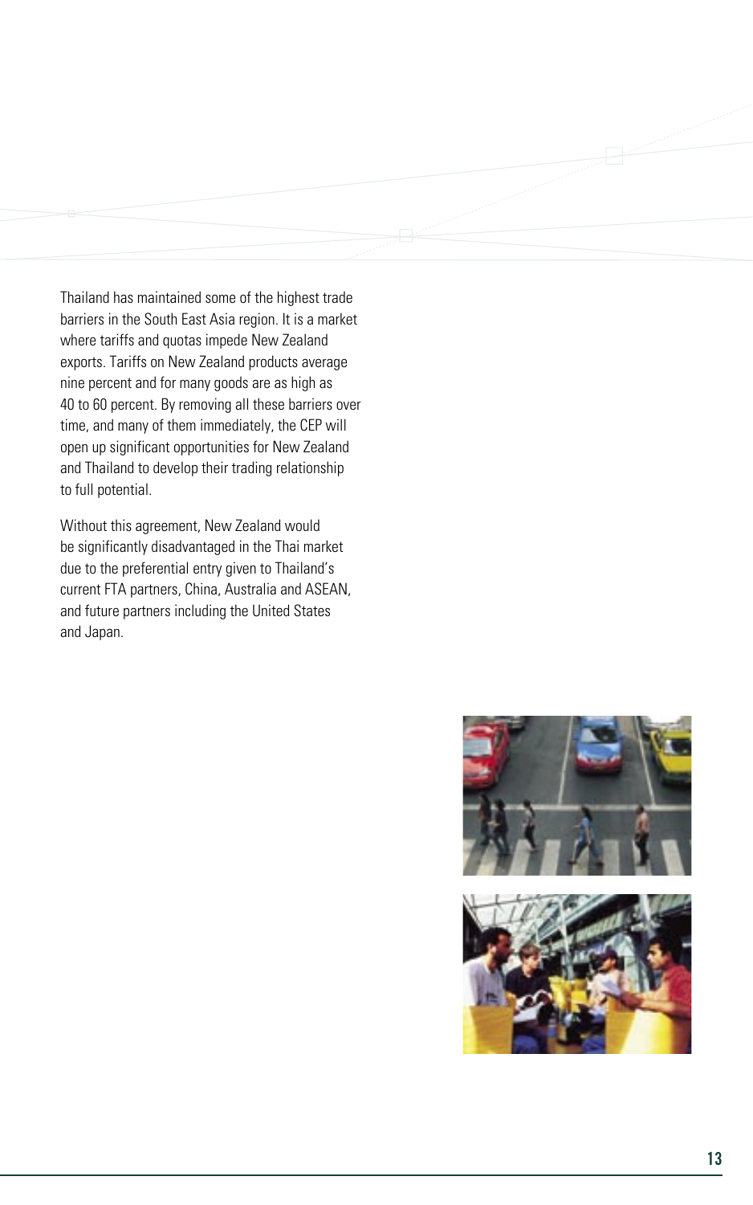Thailand has maintained some of the highest trade barriers in the South East Asia region. It is a market where tariffs and quotas impede New Zealand exports. Tariffs on New Zealand products average nine percent and for many goods are as high as 40 to 60 percent. By removing all these barriers over time, and many of them immediately, the CEP will open up significant opportunities for New Zealand and Thailand to develop their trading relationship to full potential.

Without this agreement, New Zealand would be significantly disadvantaged in the Thai market due to the preferential entry given to Thailand's current FTA partners, China, Australia and ASEAN, and future partners including the United States and Japan.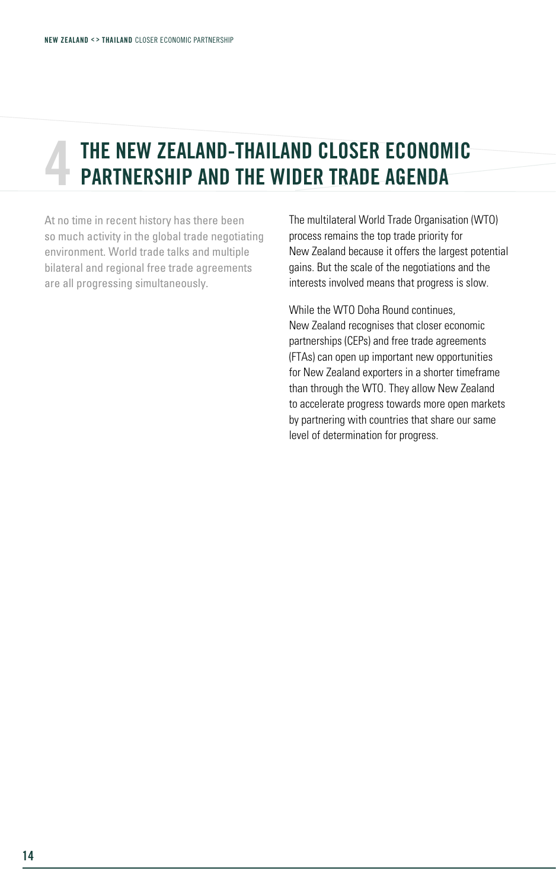# 4 THE NEW ZEALAND-THAILAND CLOSER ECONOMIC PARTNERSHIP AND THE WIDER TRADE AGENDA

At no time in recent history has there been so much activity in the global trade negotiating environment. World trade talks and multiple bilateral and regional free trade agreements are all progressing simultaneously.

The multilateral World Trade Organisation (WTO) process remains the top trade priority for New Zealand because it offers the largest potential gains. But the scale of the negotiations and the interests involved means that progress is slow.

While the WTO Doha Round continues, New Zealand recognises that closer economic partnerships (CEPs) and free trade agreements (FTAs) can open up important new opportunities for New Zealand exporters in a shorter timeframe than through the WTO. They allow New Zealand to accelerate progress towards more open markets by partnering with countries that share our same level of determination for progress.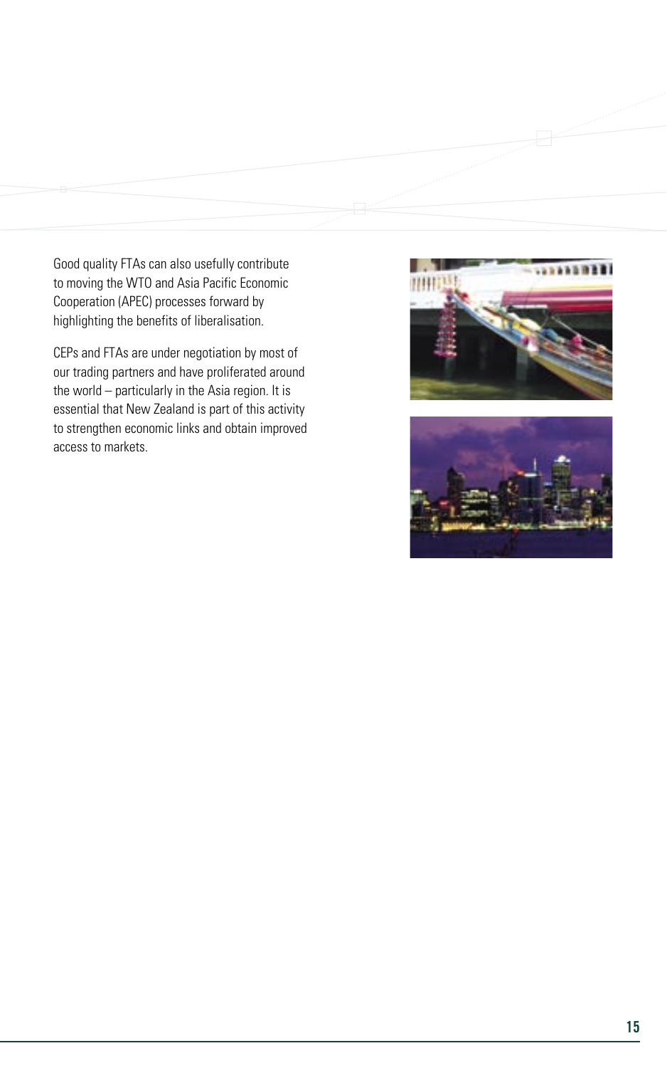Good quality FTAs can also usefully contribute to moving the WTO and Asia Pacific Economic Cooperation (APEC) processes forward by highlighting the benefits of liberalisation.

CEPs and FTAs are under negotiation by most of our trading partners and have proliferated around the world – particularly in the Asia region. It is essential that New Zealand is part of this activity to strengthen economic links and obtain improved access to markets.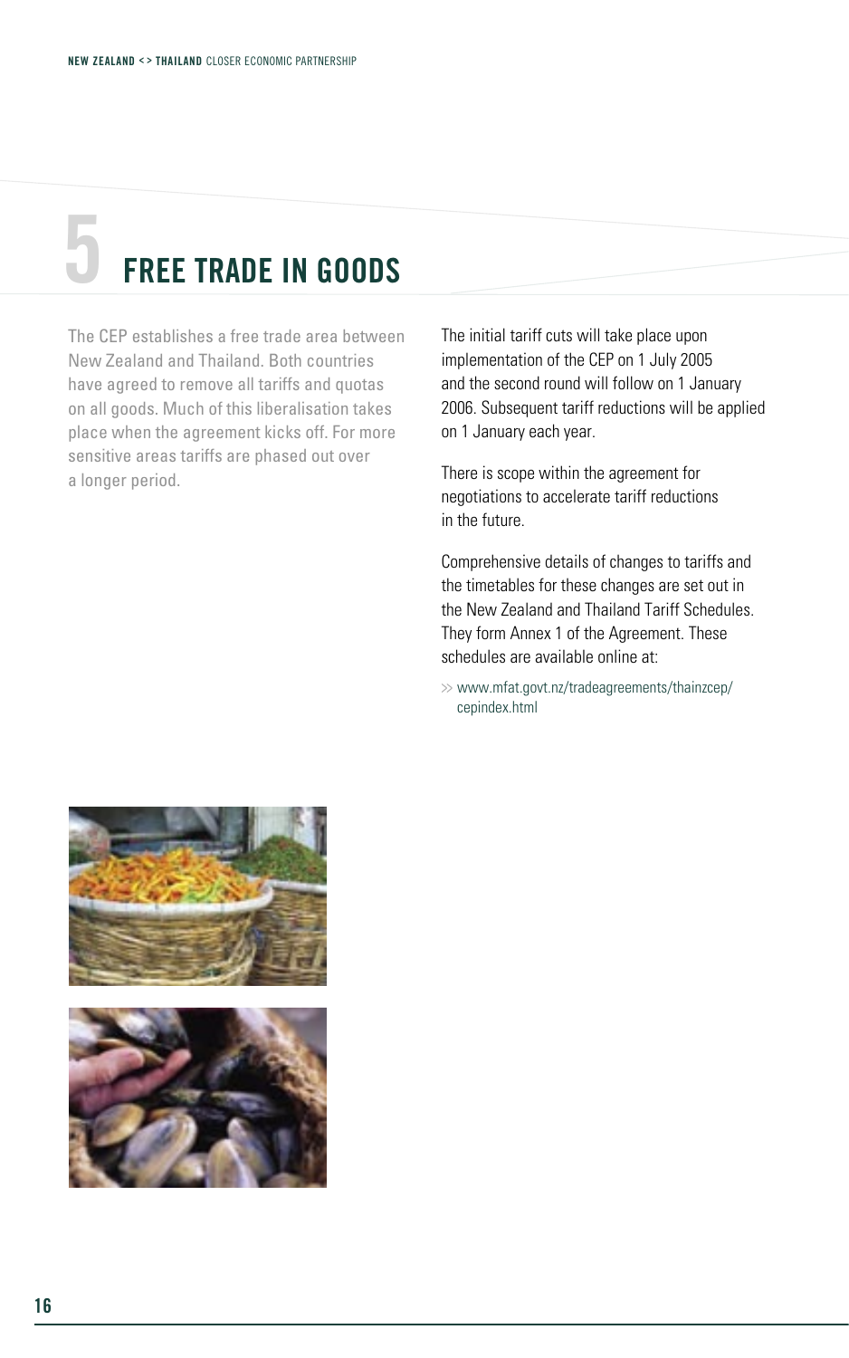# 5 FREE TRADE IN GOODS

The CEP establishes a free trade area between New Zealand and Thailand. Both countries have agreed to remove all tariffs and quotas on all goods. Much of this liberalisation takes place when the agreement kicks off. For more sensitive areas tariffs are phased out over a longer period.

The initial tariff cuts will take place upon implementation of the CEP on 1 July 2005 and the second round will follow on 1 January 2006. Subsequent tariff reductions will be applied on 1 January each year.

There is scope within the agreement for negotiations to accelerate tariff reductions in the future.

Comprehensive details of changes to tariffs and the timetables for these changes are set out in the New Zealand and Thailand Tariff Schedules. They form Annex 1 of the Agreement. These schedules are available online at:

>> www.mfat.govt.nz/tradeagreements/thainzcep/cepindex.html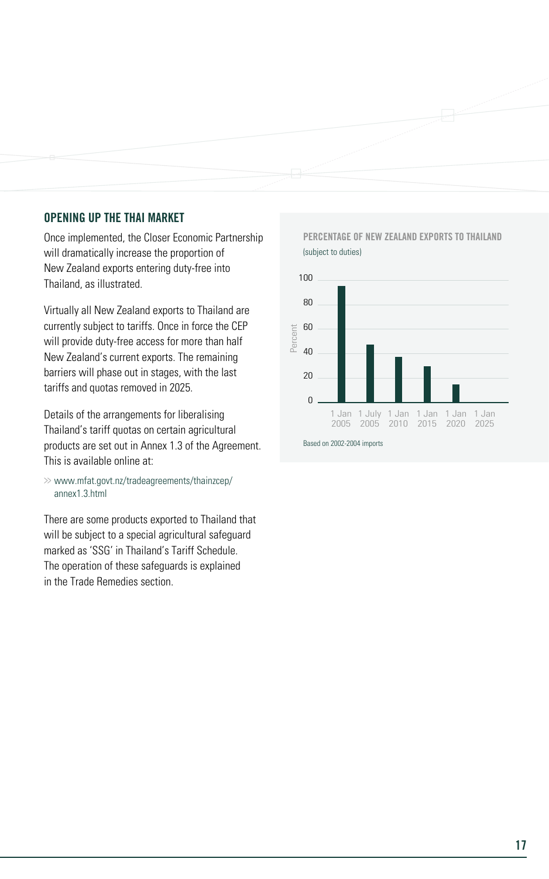## OPENING UP THE THAI MARKET

Once implemented, the Closer Economic Partnership will dramatically increase the proportion of New Zealand exports entering duty-free into Thailand, as illustrated.

Virtually all New Zealand exports to Thailand are currently subject to tariffs. Once in force the CEP will provide duty-free access for more than half New Zealand's current exports. The remaining barriers will phase out in stages, with the last tariffs and quotas removed in 2025.

Details of the arrangements for liberalising Thailand's tariff quotas on certain agricultural products are set out in Annex 1.3 of the Agreement. This is available online at:

>> www.mfat.govt.nz/tradeagreements/thainzcep/annex1.3.html

There are some products exported to Thailand that will be subject to a special agricultural safeguard marked as 'SSG' in Thailand's Tariff Schedule. The operation of these safeguards is explained in the Trade Remedies section.

**PERCENTAGE OF NEW ZEALAND EXPORTS TO THAILAND**
(subject to duties)

| Date | Percent (approx.) |
|---|---|
| 1 Jan 2005 | 95 |
| 1 July 2005 | 47 |
| 1 Jan 2010 | 37 |
| 1 Jan 2015 | 29 |
| 1 Jan 2020 | 14 |
| 1 Jan 2025 | 0 |

Based on 2002-2004 imports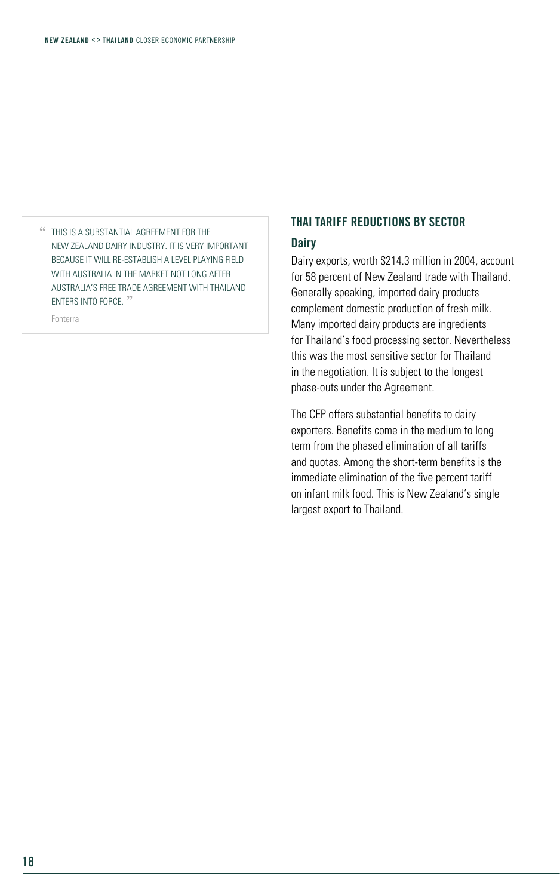> “THIS IS A SUBSTANTIAL AGREEMENT FOR THE NEW ZEALAND DAIRY INDUSTRY. IT IS VERY IMPORTANT BECAUSE IT WILL RE-ESTABLISH A LEVEL PLAYING FIELD WITH AUSTRALIA IN THE MARKET NOT LONG AFTER AUSTRALIA'S FREE TRADE AGREEMENT WITH THAILAND ENTERS INTO FORCE.”
>
> Fonterra

## THAI TARIFF REDUCTIONS BY SECTOR

### Dairy

Dairy exports, worth $214.3 million in 2004, account for 58 percent of New Zealand trade with Thailand. Generally speaking, imported dairy products complement domestic production of fresh milk. Many imported dairy products are ingredients for Thailand's food processing sector. Nevertheless this was the most sensitive sector for Thailand in the negotiation. It is subject to the longest phase-outs under the Agreement.

The CEP offers substantial benefits to dairy exporters. Benefits come in the medium to long term from the phased elimination of all tariffs and quotas. Among the short-term benefits is the immediate elimination of the five percent tariff on infant milk food. This is New Zealand's single largest export to Thailand.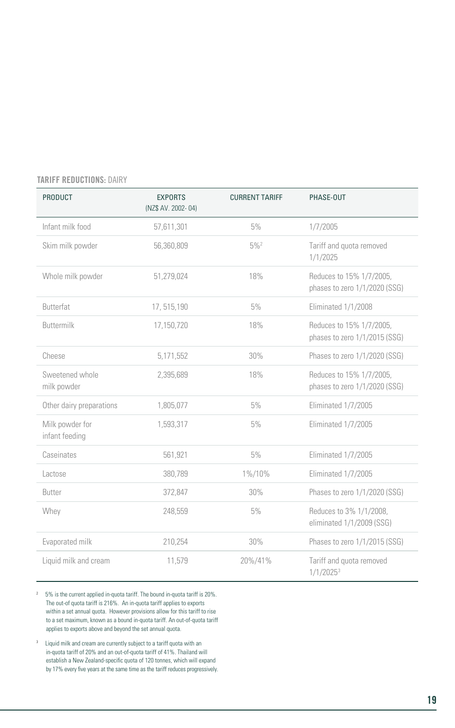**TARIFF REDUCTIONS:** DAIRY

| PRODUCT | EXPORTS (NZ$ AV. 2002- 04) | CURRENT TARIFF | PHASE-OUT |
|---|---|---|---|
| Infant milk food | 57,611,301 | 5% | 1/7/2005 |
| Skim milk powder | 56,360,809 | 5%[2] | Tariff and quota removed 1/1/2025 |
| Whole milk powder | 51,279,024 | 18% | Reduces to 15% 1/7/2005, phases to zero 1/1/2020 (SSG) |
| Butterfat | 17, 515,190 | 5% | Eliminated 1/1/2008 |
| Buttermilk | 17,150,720 | 18% | Reduces to 15% 1/7/2005, phases to zero 1/1/2015 (SSG) |
| Cheese | 5,171,552 | 30% | Phases to zero 1/1/2020 (SSG) |
| Sweetened whole milk powder | 2,395,689 | 18% | Reduces to 15% 1/7/2005, phases to zero 1/1/2020 (SSG) |
| Other dairy preparations | 1,805,077 | 5% | Eliminated 1/7/2005 |
| Milk powder for infant feeding | 1,593,317 | 5% | Eliminated 1/7/2005 |
| Caseinates | 561,921 | 5% | Eliminated 1/7/2005 |
| Lactose | 380,789 | 1%/10% | Eliminated 1/7/2005 |
| Butter | 372,847 | 30% | Phases to zero 1/1/2020 (SSG) |
| Whey | 248,559 | 5% | Reduces to 3% 1/1/2008, eliminated 1/1/2009 (SSG) |
| Evaporated milk | 210,254 | 30% | Phases to zero 1/1/2015 (SSG) |
| Liquid milk and cream | 11,579 | 20%/41% | Tariff and quota removed 1/1/2025[3] |

[2] 5% is the current applied in-quota tariff. The bound in-quota tariff is 20%. The out-of quota tariff is 216%. An in-quota tariff applies to exports within a set annual quota. However provisions allow for this tariff to rise to a set maximum, known as a bound in-quota tariff. An out-of-quota tariff applies to exports above and beyond the set annual quota.

[3] Liquid milk and cream are currently subject to a tariff quota with an in-quota tariff of 20% and an out-of-quota tariff of 41%. Thailand will establish a New Zealand-specific quota of 120 tonnes, which will expand by 17% every five years at the same time as the tariff reduces progressively.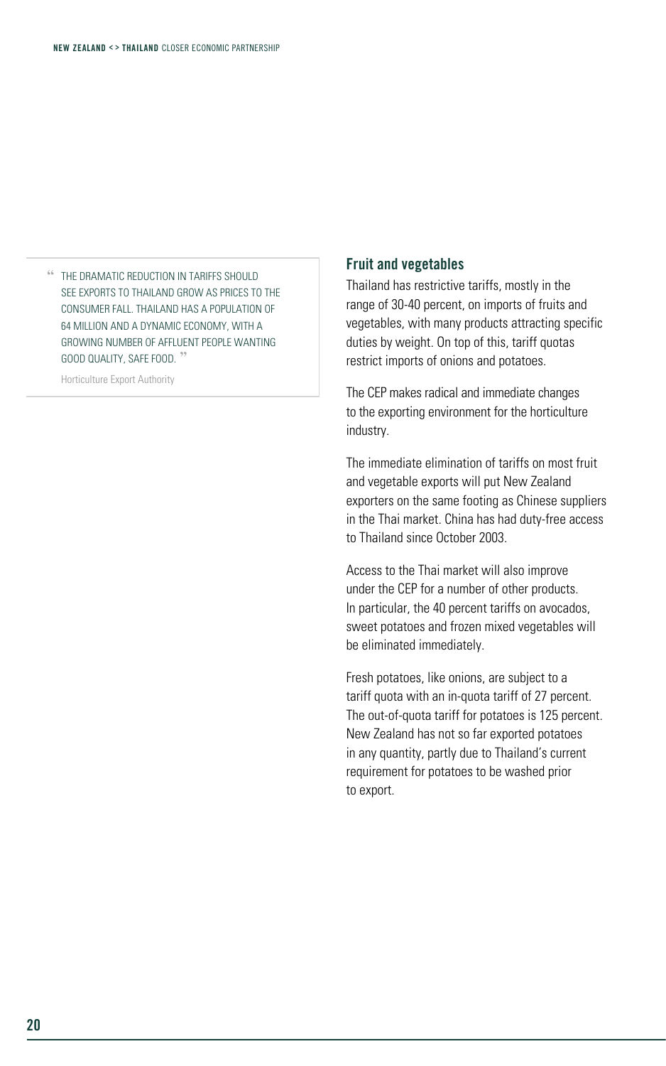> "THE DRAMATIC REDUCTION IN TARIFFS SHOULD SEE EXPORTS TO THAILAND GROW AS PRICES TO THE CONSUMER FALL. THAILAND HAS A POPULATION OF 64 MILLION AND A DYNAMIC ECONOMY, WITH A GROWING NUMBER OF AFFLUENT PEOPLE WANTING GOOD QUALITY, SAFE FOOD."
>
> Horticulture Export Authority

### Fruit and vegetables

Thailand has restrictive tariffs, mostly in the range of 30-40 percent, on imports of fruits and vegetables, with many products attracting specific duties by weight. On top of this, tariff quotas restrict imports of onions and potatoes.

The CEP makes radical and immediate changes to the exporting environment for the horticulture industry.

The immediate elimination of tariffs on most fruit and vegetable exports will put New Zealand exporters on the same footing as Chinese suppliers in the Thai market. China has had duty-free access to Thailand since October 2003.

Access to the Thai market will also improve under the CEP for a number of other products. In particular, the 40 percent tariffs on avocados, sweet potatoes and frozen mixed vegetables will be eliminated immediately.

Fresh potatoes, like onions, are subject to a tariff quota with an in-quota tariff of 27 percent. The out-of-quota tariff for potatoes is 125 percent. New Zealand has not so far exported potatoes in any quantity, partly due to Thailand's current requirement for potatoes to be washed prior to export.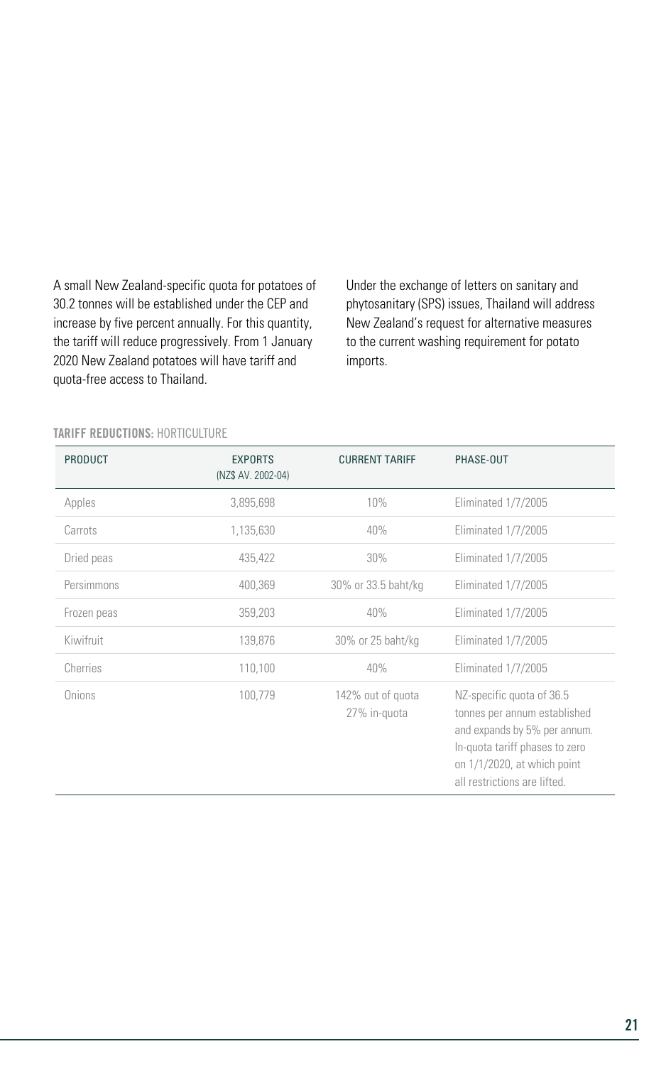A small New Zealand-specific quota for potatoes of 30.2 tonnes will be established under the CEP and increase by five percent annually. For this quantity, the tariff will reduce progressively. From 1 January 2020 New Zealand potatoes will have tariff and quota-free access to Thailand.

Under the exchange of letters on sanitary and phytosanitary (SPS) issues, Thailand will address New Zealand's request for alternative measures to the current washing requirement for potato imports.

**TARIFF REDUCTIONS:** HORTICULTURE

| PRODUCT | EXPORTS (NZ$ AV. 2002-04) | CURRENT TARIFF | PHASE-OUT |
|---|---|---|---|
| Apples | 3,895,698 | 10% | Eliminated 1/7/2005 |
| Carrots | 1,135,630 | 40% | Eliminated 1/7/2005 |
| Dried peas | 435,422 | 30% | Eliminated 1/7/2005 |
| Persimmons | 400,369 | 30% or 33.5 baht/kg | Eliminated 1/7/2005 |
| Frozen peas | 359,203 | 40% | Eliminated 1/7/2005 |
| Kiwifruit | 139,876 | 30% or 25 baht/kg | Eliminated 1/7/2005 |
| Cherries | 110,100 | 40% | Eliminated 1/7/2005 |
| Onions | 100,779 | 142% out of quota 27% in-quota | NZ-specific quota of 36.5 tonnes per annum established and expands by 5% per annum. In-quota tariff phases to zero on 1/1/2020, at which point all restrictions are lifted. |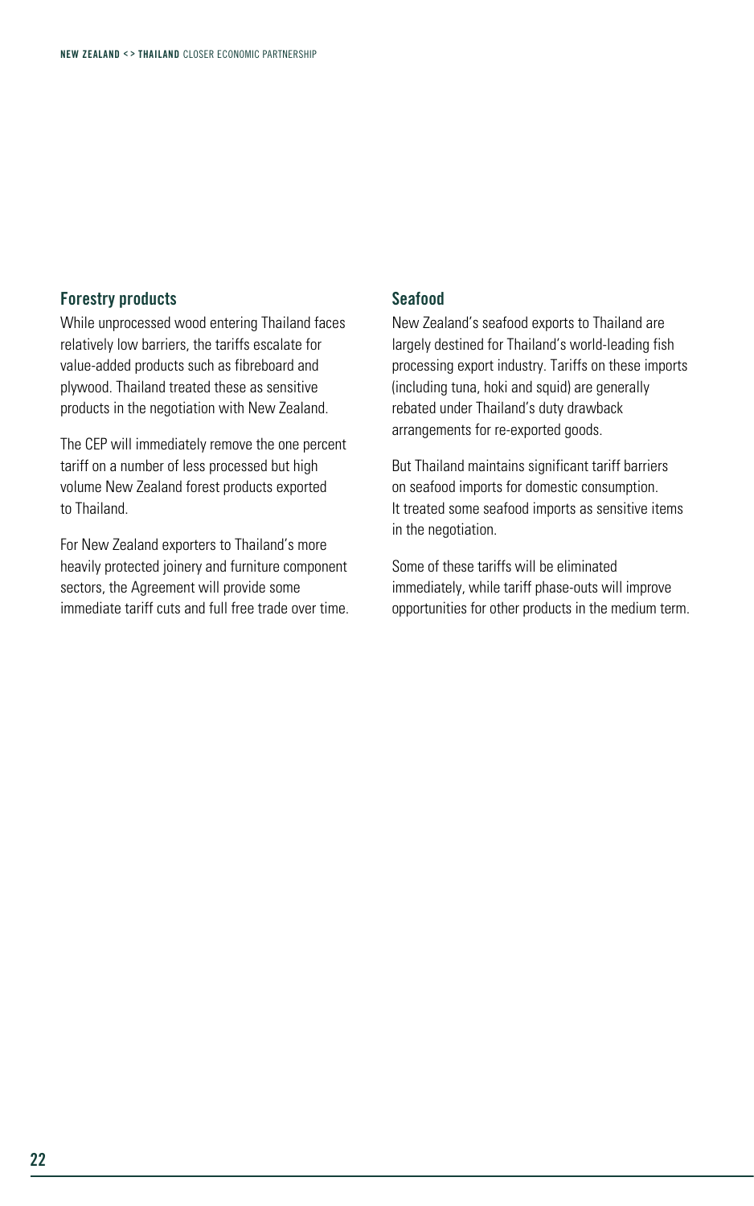### Forestry products

While unprocessed wood entering Thailand faces relatively low barriers, the tariffs escalate for value-added products such as fibreboard and plywood. Thailand treated these as sensitive products in the negotiation with New Zealand.

The CEP will immediately remove the one percent tariff on a number of less processed but high volume New Zealand forest products exported to Thailand.

For New Zealand exporters to Thailand's more heavily protected joinery and furniture component sectors, the Agreement will provide some immediate tariff cuts and full free trade over time.

### Seafood

New Zealand's seafood exports to Thailand are largely destined for Thailand's world-leading fish processing export industry. Tariffs on these imports (including tuna, hoki and squid) are generally rebated under Thailand's duty drawback arrangements for re-exported goods.

But Thailand maintains significant tariff barriers on seafood imports for domestic consumption. It treated some seafood imports as sensitive items in the negotiation.

Some of these tariffs will be eliminated immediately, while tariff phase-outs will improve opportunities for other products in the medium term.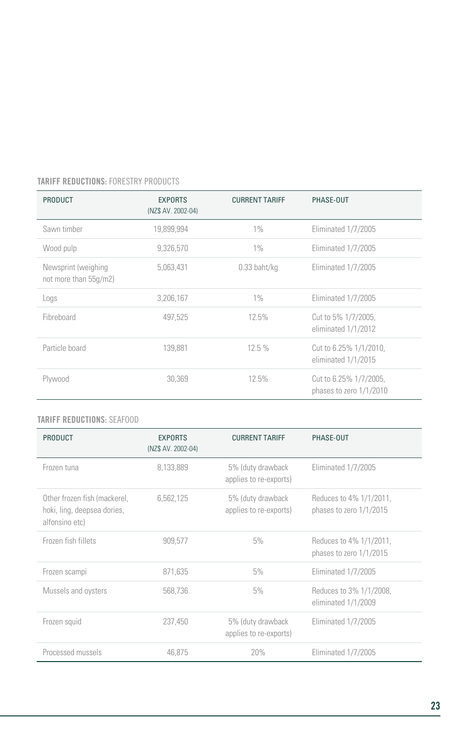**TARIFF REDUCTIONS:** FORESTRY PRODUCTS

| PRODUCT | EXPORTS (NZ$ AV. 2002-04) | CURRENT TARIFF | PHASE-OUT |
|---|---|---|---|
| Sawn timber | 19,899,994 | 1% | Eliminated 1/7/2005 |
| Wood pulp | 9,326,570 | 1% | Eliminated 1/7/2005 |
| Newsprint (weighing not more than 55g/m2) | 5,063,431 | 0.33 baht/kg | Eliminated 1/7/2005 |
| Logs | 3,206,167 | 1% | Eliminated 1/7/2005 |
| Fibreboard | 497,525 | 12.5% | Cut to 5% 1/7/2005, eliminated 1/1/2012 |
| Particle board | 139,881 | 12.5 % | Cut to 6.25% 1/1/2010, eliminated 1/1/2015 |
| Plywood | 30,369 | 12.5% | Cut to 6.25% 1/7/2005, phases to zero 1/1/2010 |

**TARIFF REDUCTIONS:** SEAFOOD

| PRODUCT | EXPORTS (NZ$ AV. 2002-04) | CURRENT TARIFF | PHASE-OUT |
|---|---|---|---|
| Frozen tuna | 8,133,889 | 5% (duty drawback applies to re-exports) | Eliminated 1/7/2005 |
| Other frozen fish (mackerel, hoki, ling, deepsea dories, alfonsino etc) | 6,562,125 | 5% (duty drawback applies to re-exports) | Reduces to 4% 1/1/2011, phases to zero 1/1/2015 |
| Frozen fish fillets | 909,577 | 5% | Reduces to 4% 1/1/2011, phases to zero 1/1/2015 |
| Frozen scampi | 871,635 | 5% | Eliminated 1/7/2005 |
| Mussels and oysters | 568,736 | 5% | Reduces to 3% 1/1/2008, eliminated 1/1/2009 |
| Frozen squid | 237,450 | 5% (duty drawback applies to re-exports) | Eliminated 1/7/2005 |
| Processed mussels | 46,875 | 20% | Eliminated 1/7/2005 |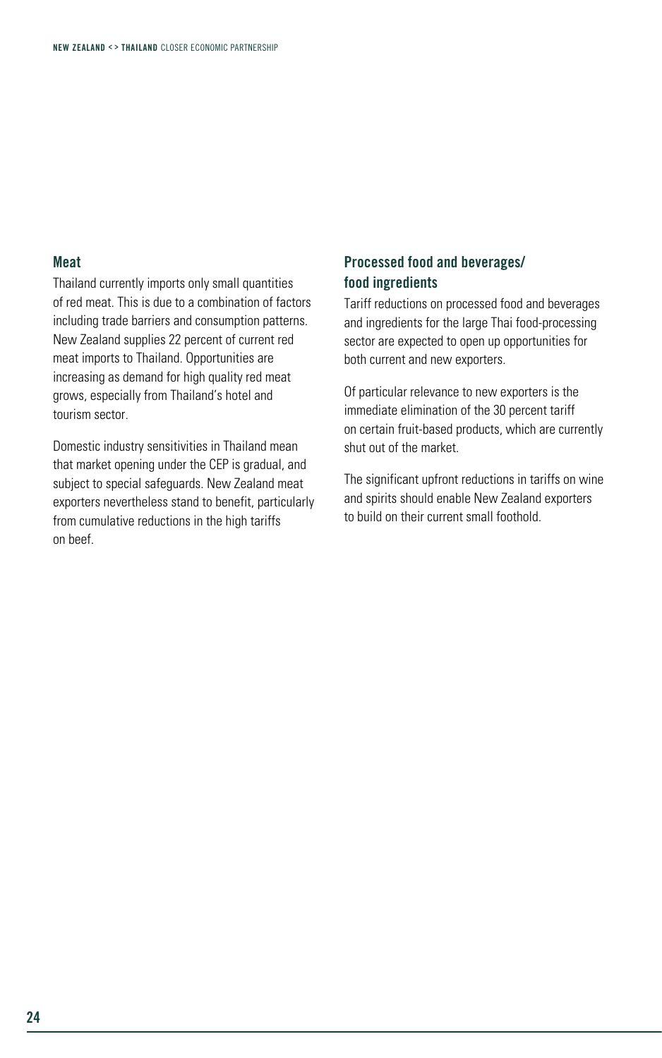### Meat

Thailand currently imports only small quantities of red meat. This is due to a combination of factors including trade barriers and consumption patterns. New Zealand supplies 22 percent of current red meat imports to Thailand. Opportunities are increasing as demand for high quality red meat grows, especially from Thailand's hotel and tourism sector.

Domestic industry sensitivities in Thailand mean that market opening under the CEP is gradual, and subject to special safeguards. New Zealand meat exporters nevertheless stand to benefit, particularly from cumulative reductions in the high tariffs on beef.

### Processed food and beverages/ food ingredients

Tariff reductions on processed food and beverages and ingredients for the large Thai food-processing sector are expected to open up opportunities for both current and new exporters.

Of particular relevance to new exporters is the immediate elimination of the 30 percent tariff on certain fruit-based products, which are currently shut out of the market.

The significant upfront reductions in tariffs on wine and spirits should enable New Zealand exporters to build on their current small foothold.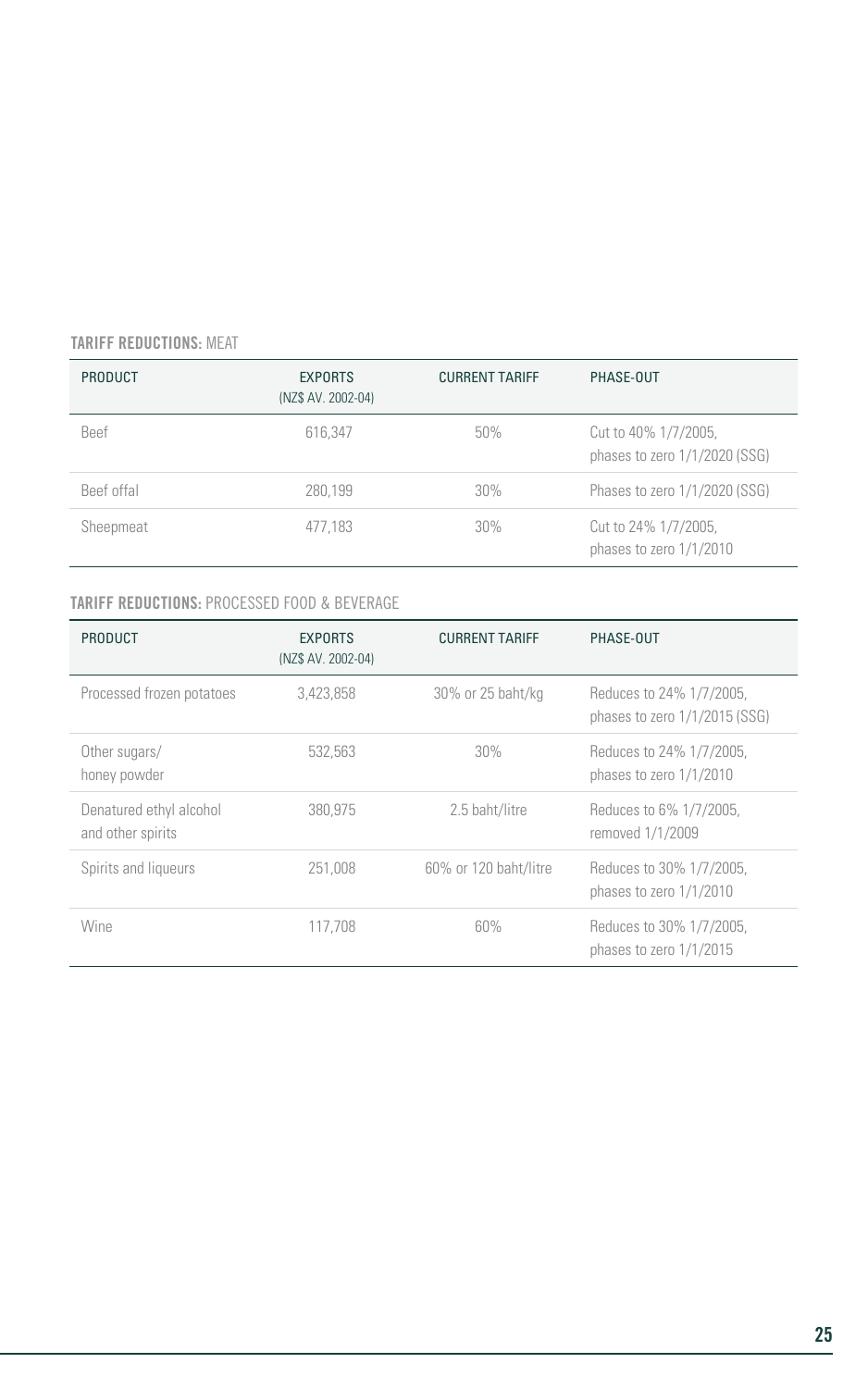**TARIFF REDUCTIONS:** MEAT

| PRODUCT | EXPORTS (NZ$ AV. 2002-04) | CURRENT TARIFF | PHASE-OUT |
|---|---|---|---|
| Beef | 616,347 | 50% | Cut to 40% 1/7/2005, phases to zero 1/1/2020 (SSG) |
| Beef offal | 280,199 | 30% | Phases to zero 1/1/2020 (SSG) |
| Sheepmeat | 477,183 | 30% | Cut to 24% 1/7/2005, phases to zero 1/1/2010 |

**TARIFF REDUCTIONS:** PROCESSED FOOD & BEVERAGE

| PRODUCT | EXPORTS (NZ$ AV. 2002-04) | CURRENT TARIFF | PHASE-OUT |
|---|---|---|---|
| Processed frozen potatoes | 3,423,858 | 30% or 25 baht/kg | Reduces to 24% 1/7/2005, phases to zero 1/1/2015 (SSG) |
| Other sugars/ honey powder | 532,563 | 30% | Reduces to 24% 1/7/2005, phases to zero 1/1/2010 |
| Denatured ethyl alcohol and other spirits | 380,975 | 2.5 baht/litre | Reduces to 6% 1/7/2005, removed 1/1/2009 |
| Spirits and liqueurs | 251,008 | 60% or 120 baht/litre | Reduces to 30% 1/7/2005, phases to zero 1/1/2010 |
| Wine | 117,708 | 60% | Reduces to 30% 1/7/2005, phases to zero 1/1/2015 |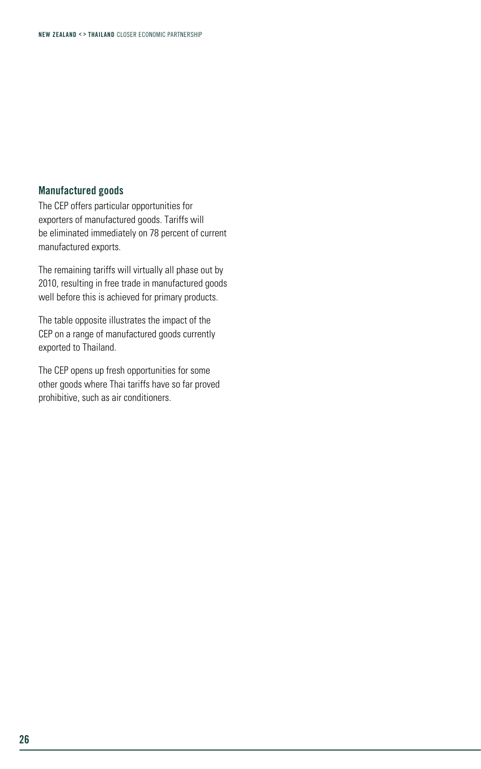## Manufactured goods

The CEP offers particular opportunities for exporters of manufactured goods. Tariffs will be eliminated immediately on 78 percent of current manufactured exports.

The remaining tariffs will virtually all phase out by 2010, resulting in free trade in manufactured goods well before this is achieved for primary products.

The table opposite illustrates the impact of the CEP on a range of manufactured goods currently exported to Thailand.

The CEP opens up fresh opportunities for some other goods where Thai tariffs have so far proved prohibitive, such as air conditioners.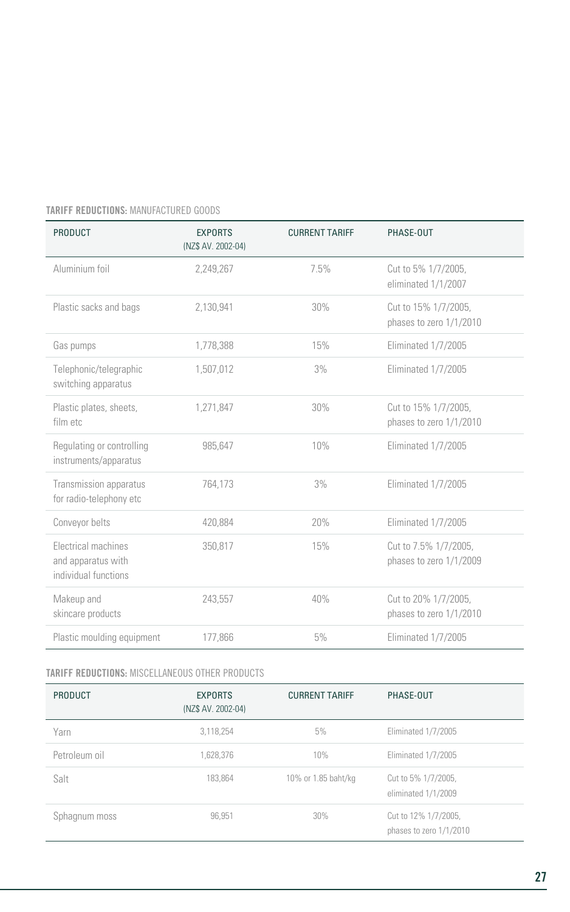**TARIFF REDUCTIONS:** MANUFACTURED GOODS

| PRODUCT | EXPORTS (NZ$ AV. 2002-04) | CURRENT TARIFF | PHASE-OUT |
|---|---|---|---|
| Aluminium foil | 2,249,267 | 7.5% | Cut to 5% 1/7/2005, eliminated 1/1/2007 |
| Plastic sacks and bags | 2,130,941 | 30% | Cut to 15% 1/7/2005, phases to zero 1/1/2010 |
| Gas pumps | 1,778,388 | 15% | Eliminated 1/7/2005 |
| Telephonic/telegraphic switching apparatus | 1,507,012 | 3% | Eliminated 1/7/2005 |
| Plastic plates, sheets, film etc | 1,271,847 | 30% | Cut to 15% 1/7/2005, phases to zero 1/1/2010 |
| Regulating or controlling instruments/apparatus | 985,647 | 10% | Eliminated 1/7/2005 |
| Transmission apparatus for radio-telephony etc | 764,173 | 3% | Eliminated 1/7/2005 |
| Conveyor belts | 420,884 | 20% | Eliminated 1/7/2005 |
| Electrical machines and apparatus with individual functions | 350,817 | 15% | Cut to 7.5% 1/7/2005, phases to zero 1/1/2009 |
| Makeup and skincare products | 243,557 | 40% | Cut to 20% 1/7/2005, phases to zero 1/1/2010 |
| Plastic moulding equipment | 177,866 | 5% | Eliminated 1/7/2005 |

**TARIFF REDUCTIONS:** MISCELLANEOUS OTHER PRODUCTS

| PRODUCT | EXPORTS (NZ$ AV. 2002-04) | CURRENT TARIFF | PHASE-OUT |
|---|---|---|---|
| Yarn | 3,118,254 | 5% | Eliminated 1/7/2005 |
| Petroleum oil | 1,628,376 | 10% | Eliminated 1/7/2005 |
| Salt | 183,864 | 10% or 1.85 baht/kg | Cut to 5% 1/7/2005, eliminated 1/1/2009 |
| Sphagnum moss | 96,951 | 30% | Cut to 12% 1/7/2005, phases to zero 1/1/2010 |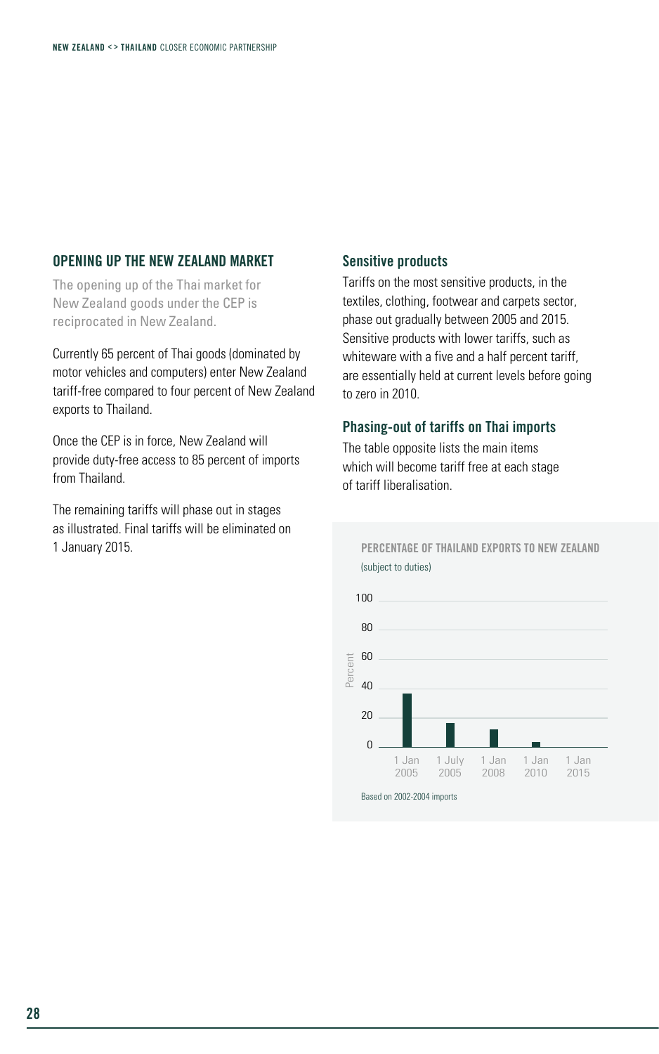## OPENING UP THE NEW ZEALAND MARKET

The opening up of the Thai market for New Zealand goods under the CEP is reciprocated in New Zealand.

Currently 65 percent of Thai goods (dominated by motor vehicles and computers) enter New Zealand tariff-free compared to four percent of New Zealand exports to Thailand.

Once the CEP is in force, New Zealand will provide duty-free access to 85 percent of imports from Thailand.

The remaining tariffs will phase out in stages as illustrated. Final tariffs will be eliminated on 1 January 2015.

### Sensitive products

Tariffs on the most sensitive products, in the textiles, clothing, footwear and carpets sector, phase out gradually between 2005 and 2015. Sensitive products with lower tariffs, such as whiteware with a five and a half percent tariff, are essentially held at current levels before going to zero in 2010.

### Phasing-out of tariffs on Thai imports

The table opposite lists the main items which will become tariff free at each stage of tariff liberalisation.

**PERCENTAGE OF THAILAND EXPORTS TO NEW ZEALAND**
(subject to duties)

Based on 2002-2004 imports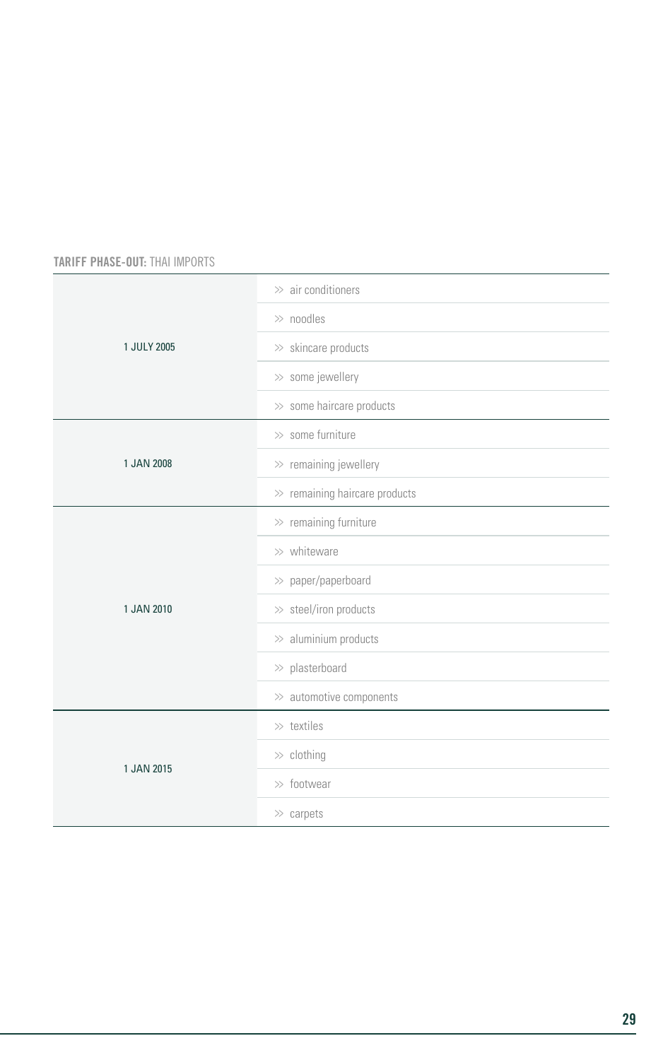**TARIFF PHASE-OUT:** THAI IMPORTS

| Date | Products |
|---|---|
| 1 JULY 2005 | » air conditioners |
| | » noodles |
| | » skincare products |
| | » some jewellery |
| | » some haircare products |
| 1 JAN 2008 | » some furniture |
| | » remaining jewellery |
| | » remaining haircare products |
| 1 JAN 2010 | » remaining furniture |
| | » whiteware |
| | » paper/paperboard |
| | » steel/iron products |
| | » aluminium products |
| | » plasterboard |
| | » automotive components |
| 1 JAN 2015 | » textiles |
| | » clothing |
| | » footwear |
| | » carpets |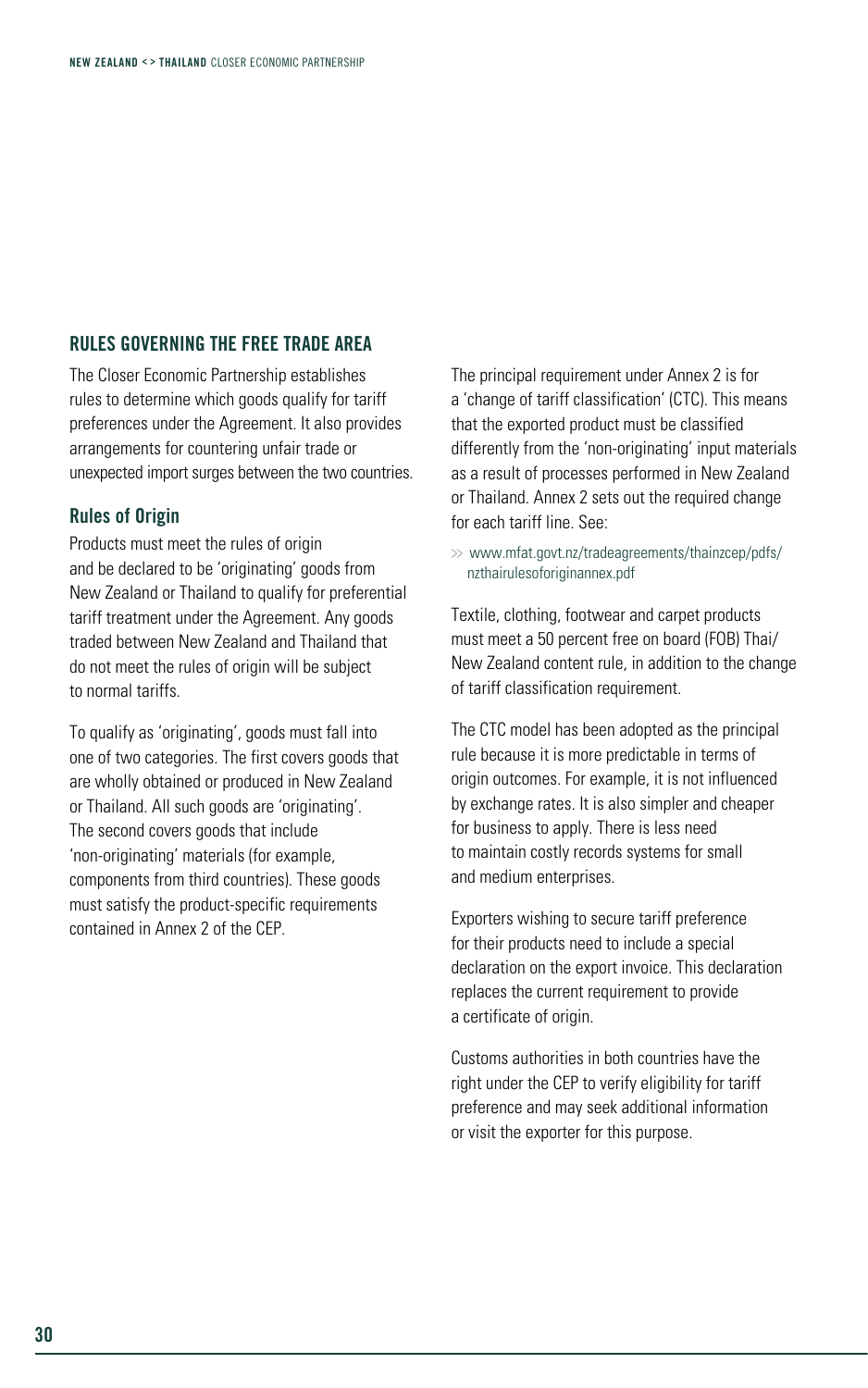## RULES GOVERNING THE FREE TRADE AREA

The Closer Economic Partnership establishes rules to determine which goods qualify for tariff preferences under the Agreement. It also provides arrangements for countering unfair trade or unexpected import surges between the two countries.

### Rules of Origin

Products must meet the rules of origin and be declared to be 'originating' goods from New Zealand or Thailand to qualify for preferential tariff treatment under the Agreement. Any goods traded between New Zealand and Thailand that do not meet the rules of origin will be subject to normal tariffs.

To qualify as 'originating', goods must fall into one of two categories. The first covers goods that are wholly obtained or produced in New Zealand or Thailand. All such goods are 'originating'. The second covers goods that include 'non-originating' materials (for example, components from third countries). These goods must satisfy the product-specific requirements contained in Annex 2 of the CEP.

The principal requirement under Annex 2 is for a 'change of tariff classification' (CTC). This means that the exported product must be classified differently from the 'non-originating' input materials as a result of processes performed in New Zealand or Thailand. Annex 2 sets out the required change for each tariff line. See:

>> www.mfat.govt.nz/tradeagreements/thainzcep/pdfs/nzthairulesoforiginannex.pdf

Textile, clothing, footwear and carpet products must meet a 50 percent free on board (FOB) Thai/New Zealand content rule, in addition to the change of tariff classification requirement.

The CTC model has been adopted as the principal rule because it is more predictable in terms of origin outcomes. For example, it is not influenced by exchange rates. It is also simpler and cheaper for business to apply. There is less need to maintain costly records systems for small and medium enterprises.

Exporters wishing to secure tariff preference for their products need to include a special declaration on the export invoice. This declaration replaces the current requirement to provide a certificate of origin.

Customs authorities in both countries have the right under the CEP to verify eligibility for tariff preference and may seek additional information or visit the exporter for this purpose.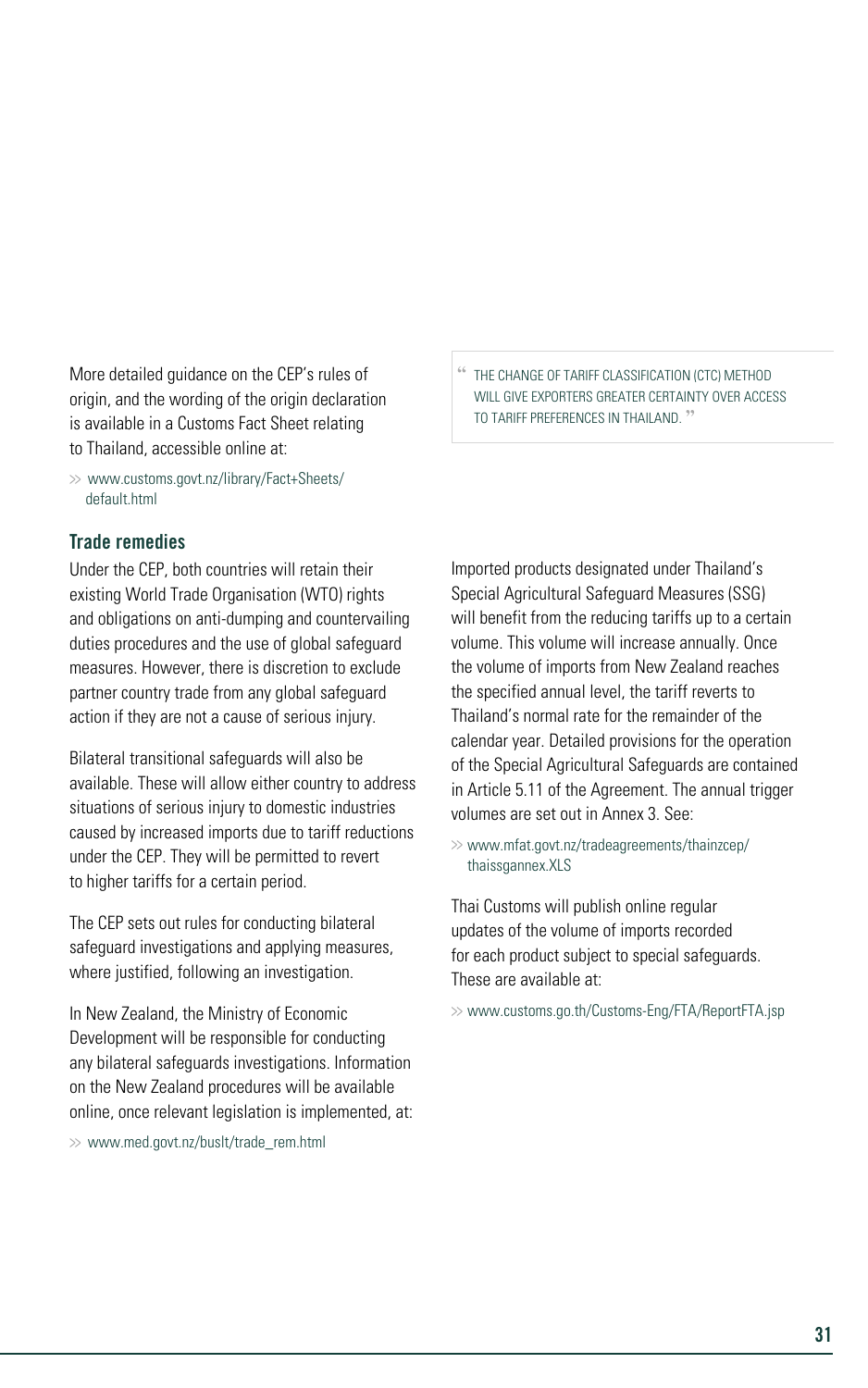More detailed guidance on the CEP's rules of origin, and the wording of the origin declaration is available in a Customs Fact Sheet relating to Thailand, accessible online at:

>> www.customs.govt.nz/library/Fact+Sheets/default.html

> "THE CHANGE OF TARIFF CLASSIFICATION (CTC) METHOD WILL GIVE EXPORTERS GREATER CERTAINTY OVER ACCESS TO TARIFF PREFERENCES IN THAILAND."

### Trade remedies

Under the CEP, both countries will retain their existing World Trade Organisation (WTO) rights and obligations on anti-dumping and countervailing duties procedures and the use of global safeguard measures. However, there is discretion to exclude partner country trade from any global safeguard action if they are not a cause of serious injury.

Bilateral transitional safeguards will also be available. These will allow either country to address situations of serious injury to domestic industries caused by increased imports due to tariff reductions under the CEP. They will be permitted to revert to higher tariffs for a certain period.

The CEP sets out rules for conducting bilateral safeguard investigations and applying measures, where justified, following an investigation.

In New Zealand, the Ministry of Economic Development will be responsible for conducting any bilateral safeguards investigations. Information on the New Zealand procedures will be available online, once relevant legislation is implemented, at:

>> www.med.govt.nz/buslt/trade_rem.html

Imported products designated under Thailand's Special Agricultural Safeguard Measures (SSG) will benefit from the reducing tariffs up to a certain volume. This volume will increase annually. Once the volume of imports from New Zealand reaches the specified annual level, the tariff reverts to Thailand's normal rate for the remainder of the calendar year. Detailed provisions for the operation of the Special Agricultural Safeguards are contained in Article 5.11 of the Agreement. The annual trigger volumes are set out in Annex 3. See:

>> www.mfat.govt.nz/tradeagreements/thainzcep/thaissgannex.XLS

Thai Customs will publish online regular updates of the volume of imports recorded for each product subject to special safeguards. These are available at:

>> www.customs.go.th/Customs-Eng/FTA/ReportFTA.jsp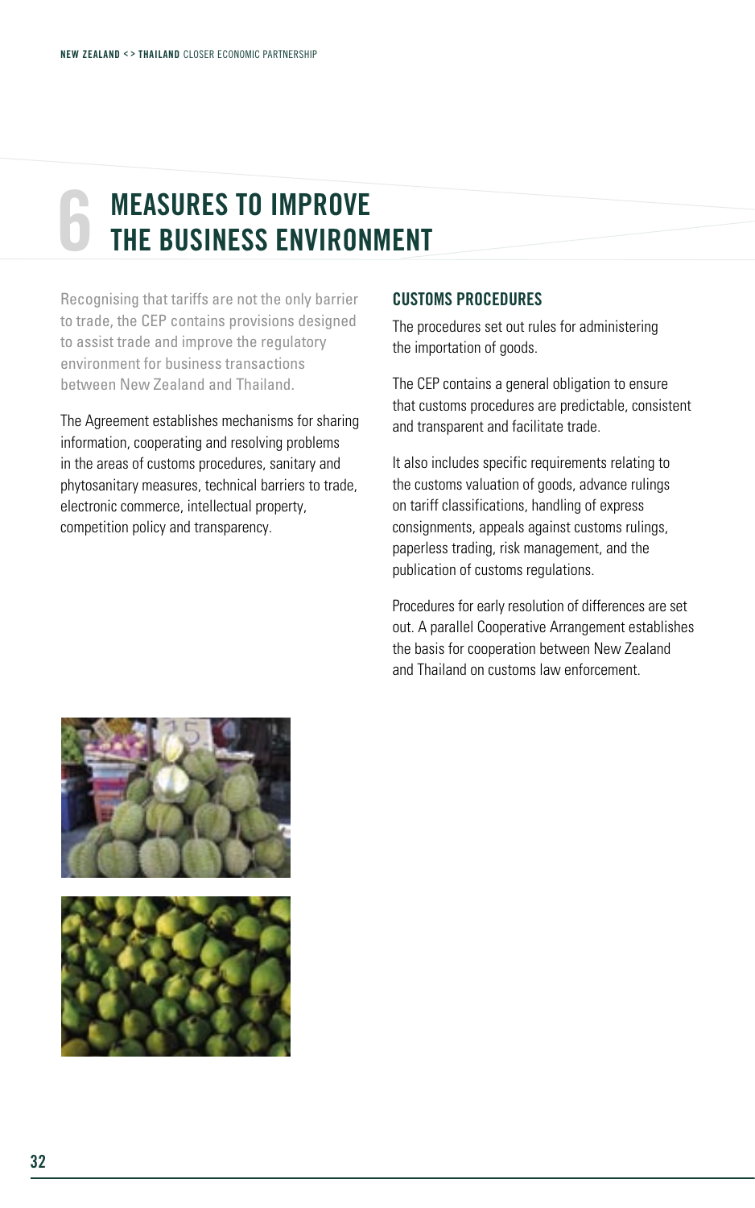# 6 MEASURES TO IMPROVE THE BUSINESS ENVIRONMENT

Recognising that tariffs are not the only barrier to trade, the CEP contains provisions designed to assist trade and improve the regulatory environment for business transactions between New Zealand and Thailand.

The Agreement establishes mechanisms for sharing information, cooperating and resolving problems in the areas of customs procedures, sanitary and phytosanitary measures, technical barriers to trade, electronic commerce, intellectual property, competition policy and transparency.

## CUSTOMS PROCEDURES

The procedures set out rules for administering the importation of goods.

The CEP contains a general obligation to ensure that customs procedures are predictable, consistent and transparent and facilitate trade.

It also includes specific requirements relating to the customs valuation of goods, advance rulings on tariff classifications, handling of express consignments, appeals against customs rulings, paperless trading, risk management, and the publication of customs regulations.

Procedures for early resolution of differences are set out. A parallel Cooperative Arrangement establishes the basis for cooperation between New Zealand and Thailand on customs law enforcement.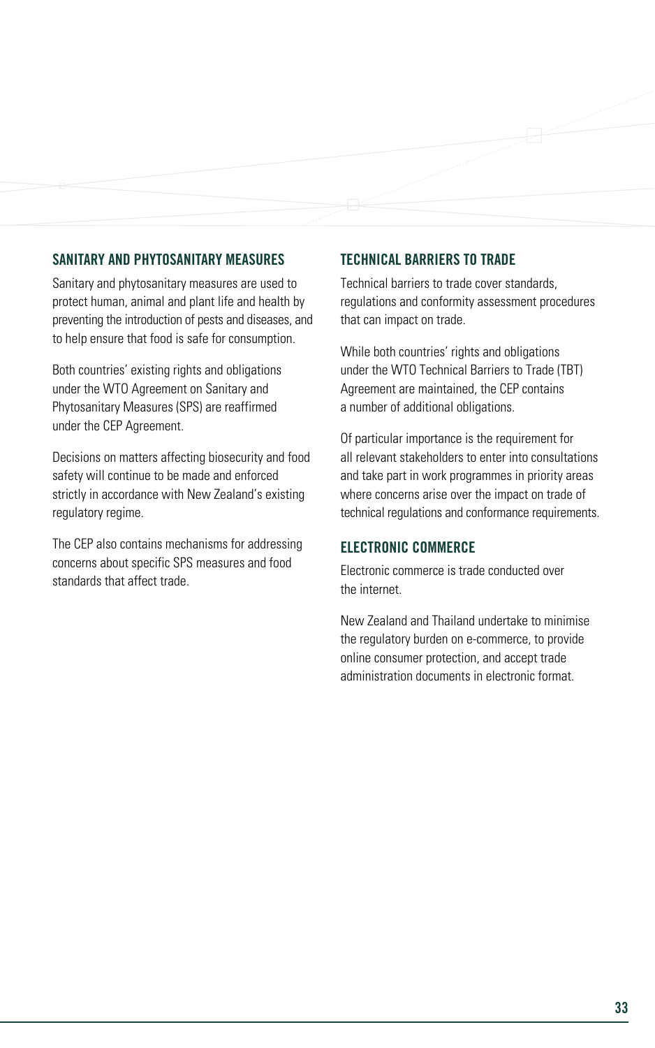## SANITARY AND PHYTOSANITARY MEASURES

Sanitary and phytosanitary measures are used to protect human, animal and plant life and health by preventing the introduction of pests and diseases, and to help ensure that food is safe for consumption.

Both countries' existing rights and obligations under the WTO Agreement on Sanitary and Phytosanitary Measures (SPS) are reaffirmed under the CEP Agreement.

Decisions on matters affecting biosecurity and food safety will continue to be made and enforced strictly in accordance with New Zealand's existing regulatory regime.

The CEP also contains mechanisms for addressing concerns about specific SPS measures and food standards that affect trade.

## TECHNICAL BARRIERS TO TRADE

Technical barriers to trade cover standards, regulations and conformity assessment procedures that can impact on trade.

While both countries' rights and obligations under the WTO Technical Barriers to Trade (TBT) Agreement are maintained, the CEP contains a number of additional obligations.

Of particular importance is the requirement for all relevant stakeholders to enter into consultations and take part in work programmes in priority areas where concerns arise over the impact on trade of technical regulations and conformance requirements.

## ELECTRONIC COMMERCE

Electronic commerce is trade conducted over the internet.

New Zealand and Thailand undertake to minimise the regulatory burden on e-commerce, to provide online consumer protection, and accept trade administration documents in electronic format.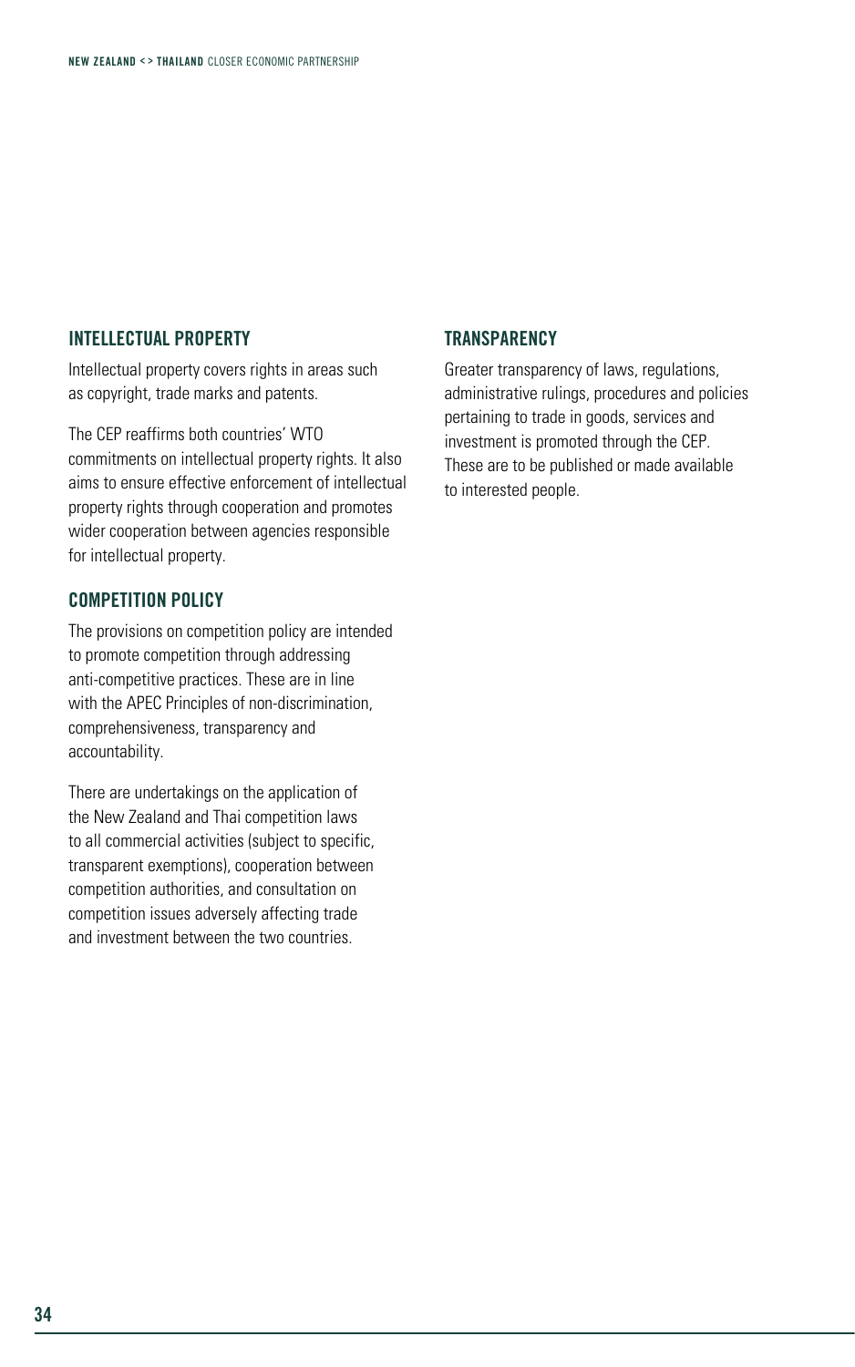## INTELLECTUAL PROPERTY

Intellectual property covers rights in areas such as copyright, trade marks and patents.

The CEP reaffirms both countries' WTO commitments on intellectual property rights. It also aims to ensure effective enforcement of intellectual property rights through cooperation and promotes wider cooperation between agencies responsible for intellectual property.

## COMPETITION POLICY

The provisions on competition policy are intended to promote competition through addressing anti-competitive practices. These are in line with the APEC Principles of non-discrimination, comprehensiveness, transparency and accountability.

There are undertakings on the application of the New Zealand and Thai competition laws to all commercial activities (subject to specific, transparent exemptions), cooperation between competition authorities, and consultation on competition issues adversely affecting trade and investment between the two countries.

## TRANSPARENCY

Greater transparency of laws, regulations, administrative rulings, procedures and policies pertaining to trade in goods, services and investment is promoted through the CEP. These are to be published or made available to interested people.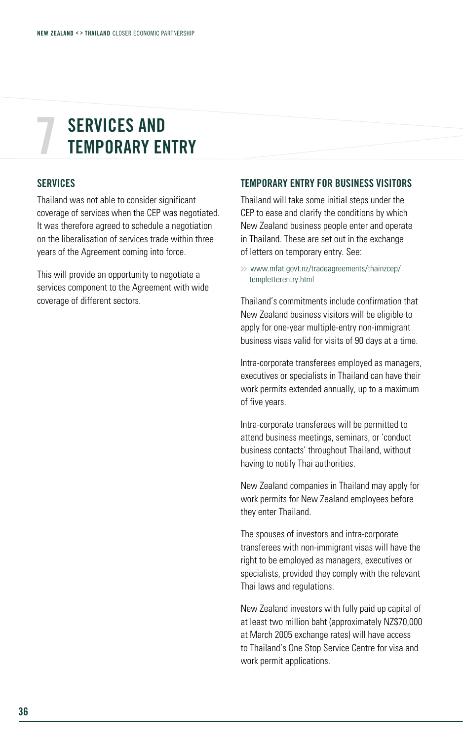# 7 SERVICES AND TEMPORARY ENTRY

## SERVICES

Thailand was not able to consider significant coverage of services when the CEP was negotiated. It was therefore agreed to schedule a negotiation on the liberalisation of services trade within three years of the Agreement coming into force.

This will provide an opportunity to negotiate a services component to the Agreement with wide coverage of different sectors.

## TEMPORARY ENTRY FOR BUSINESS VISITORS

Thailand will take some initial steps under the CEP to ease and clarify the conditions by which New Zealand business people enter and operate in Thailand. These are set out in the exchange of letters on temporary entry. See:

» www.mfat.govt.nz/tradeagreements/thainzcep/templetterentry.html

Thailand's commitments include confirmation that New Zealand business visitors will be eligible to apply for one-year multiple-entry non-immigrant business visas valid for visits of 90 days at a time.

Intra-corporate transferees employed as managers, executives or specialists in Thailand can have their work permits extended annually, up to a maximum of five years.

Intra-corporate transferees will be permitted to attend business meetings, seminars, or 'conduct business contacts' throughout Thailand, without having to notify Thai authorities.

New Zealand companies in Thailand may apply for work permits for New Zealand employees before they enter Thailand.

The spouses of investors and intra-corporate transferees with non-immigrant visas will have the right to be employed as managers, executives or specialists, provided they comply with the relevant Thai laws and regulations.

New Zealand investors with fully paid up capital of at least two million baht (approximately NZ$70,000 at March 2005 exchange rates) will have access to Thailand's One Stop Service Centre for visa and work permit applications.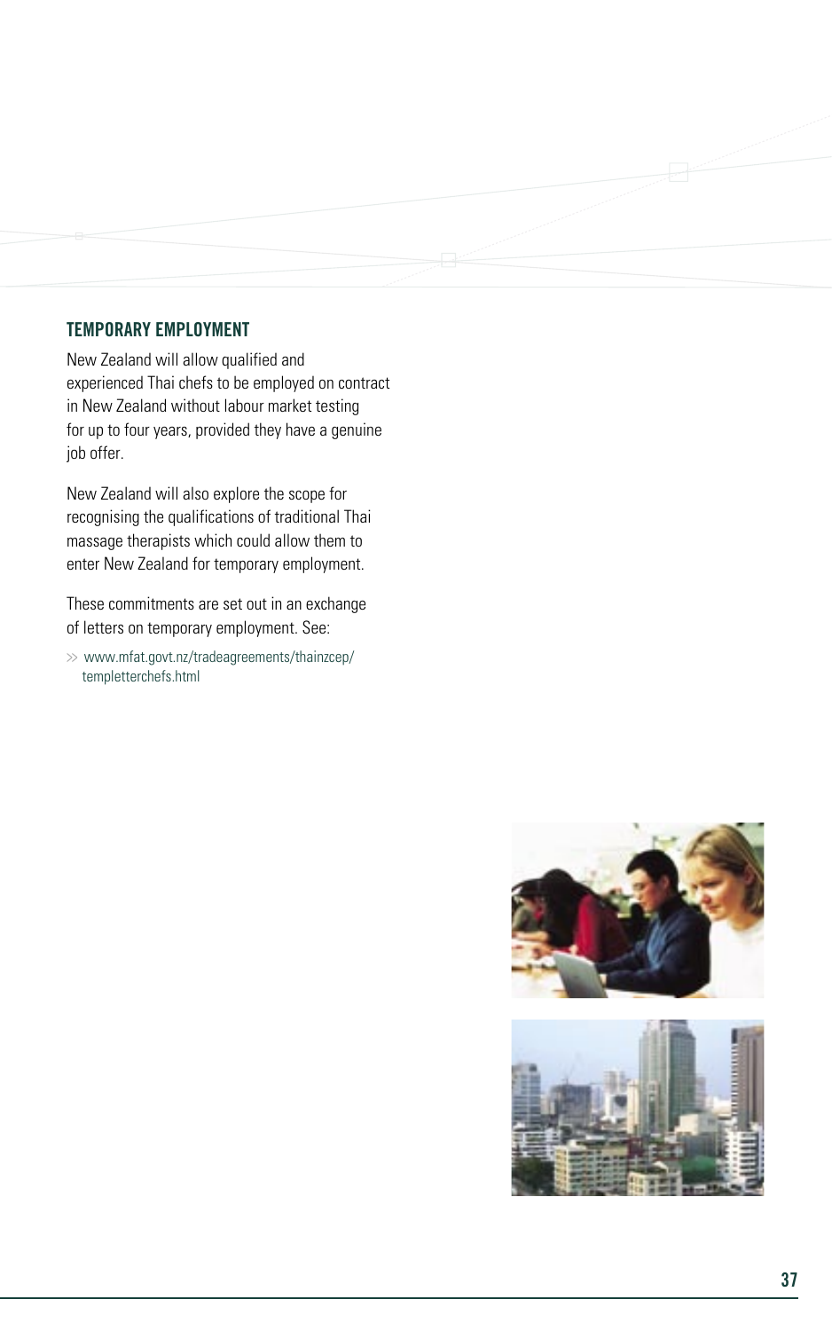## TEMPORARY EMPLOYMENT

New Zealand will allow qualified and experienced Thai chefs to be employed on contract in New Zealand without labour market testing for up to four years, provided they have a genuine job offer.

New Zealand will also explore the scope for recognising the qualifications of traditional Thai massage therapists which could allow them to enter New Zealand for temporary employment.

These commitments are set out in an exchange of letters on temporary employment. See:

>> www.mfat.govt.nz/tradeagreements/thainzcep/templetterchefs.html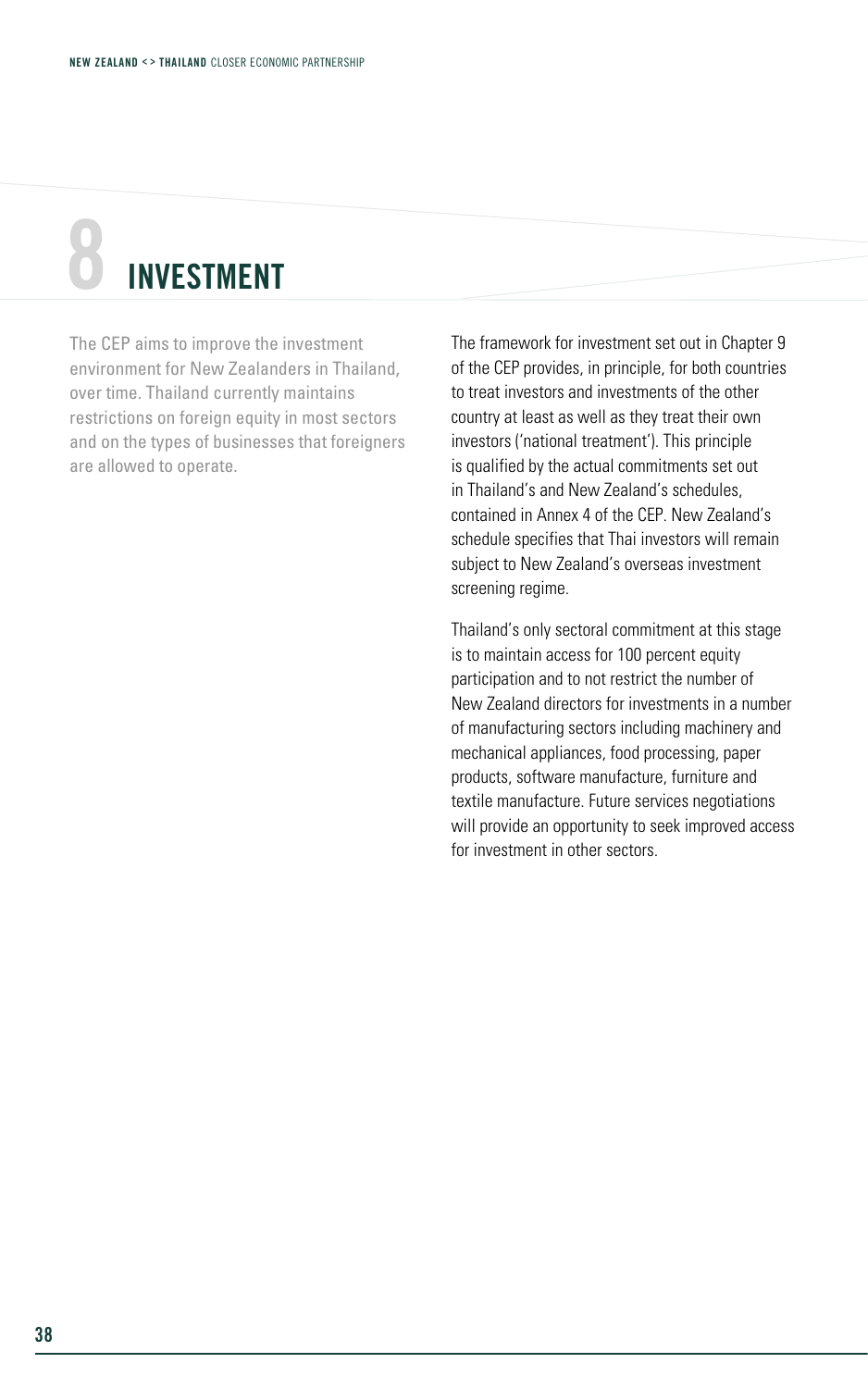# 8 INVESTMENT

The CEP aims to improve the investment environment for New Zealanders in Thailand, over time. Thailand currently maintains restrictions on foreign equity in most sectors and on the types of businesses that foreigners are allowed to operate.

The framework for investment set out in Chapter 9 of the CEP provides, in principle, for both countries to treat investors and investments of the other country at least as well as they treat their own investors ('national treatment'). This principle is qualified by the actual commitments set out in Thailand's and New Zealand's schedules, contained in Annex 4 of the CEP. New Zealand's schedule specifies that Thai investors will remain subject to New Zealand's overseas investment screening regime.

Thailand's only sectoral commitment at this stage is to maintain access for 100 percent equity participation and to not restrict the number of New Zealand directors for investments in a number of manufacturing sectors including machinery and mechanical appliances, food processing, paper products, software manufacture, furniture and textile manufacture. Future services negotiations will provide an opportunity to seek improved access for investment in other sectors.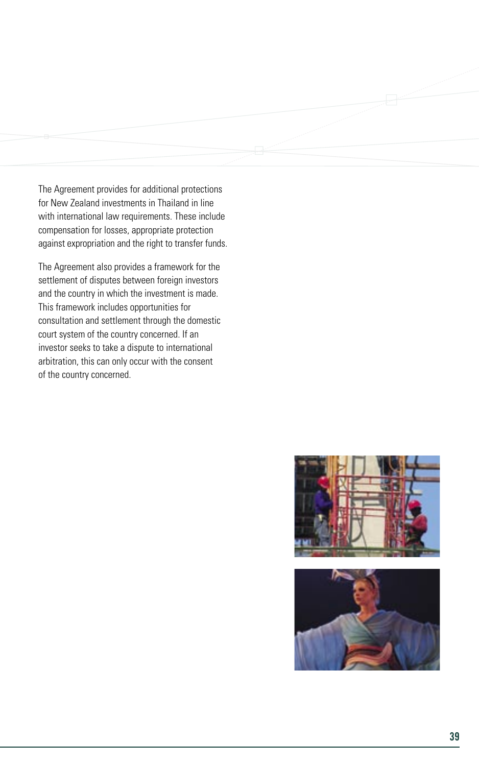The Agreement provides for additional protections for New Zealand investments in Thailand in line with international law requirements. These include compensation for losses, appropriate protection against expropriation and the right to transfer funds.

The Agreement also provides a framework for the settlement of disputes between foreign investors and the country in which the investment is made. This framework includes opportunities for consultation and settlement through the domestic court system of the country concerned. If an investor seeks to take a dispute to international arbitration, this can only occur with the consent of the country concerned.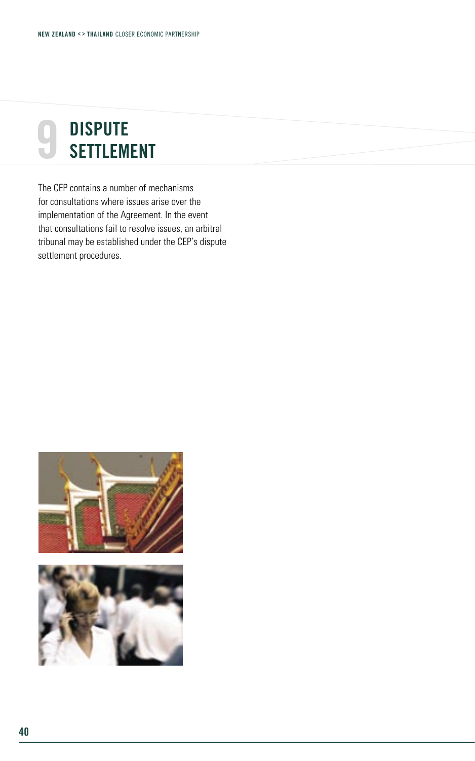# 9 DISPUTE SETTLEMENT

The CEP contains a number of mechanisms for consultations where issues arise over the implementation of the Agreement. In the event that consultations fail to resolve issues, an arbitral tribunal may be established under the CEP's dispute settlement procedures.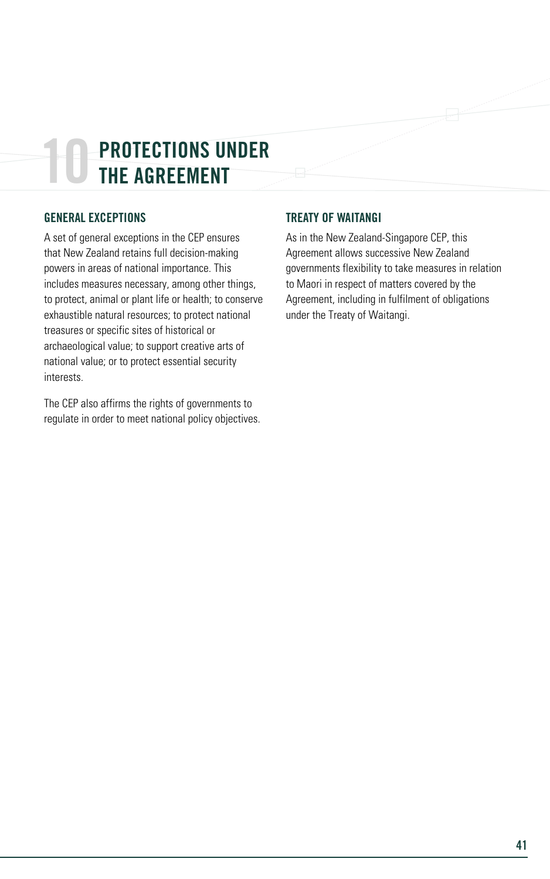# 10 PROTECTIONS UNDER THE AGREEMENT

## GENERAL EXCEPTIONS

A set of general exceptions in the CEP ensures that New Zealand retains full decision-making powers in areas of national importance. This includes measures necessary, among other things, to protect, animal or plant life or health; to conserve exhaustible natural resources; to protect national treasures or specific sites of historical or archaeological value; to support creative arts of national value; or to protect essential security interests.

The CEP also affirms the rights of governments to regulate in order to meet national policy objectives.

## TREATY OF WAITANGI

As in the New Zealand-Singapore CEP, this Agreement allows successive New Zealand governments flexibility to take measures in relation to Maori in respect of matters covered by the Agreement, including in fulfilment of obligations under the Treaty of Waitangi.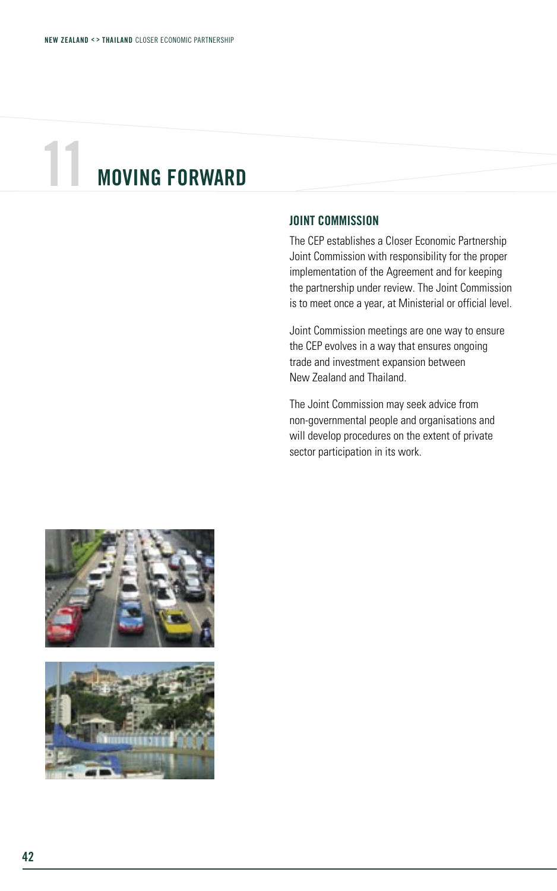# 11 MOVING FORWARD

## JOINT COMMISSION

The CEP establishes a Closer Economic Partnership Joint Commission with responsibility for the proper implementation of the Agreement and for keeping the partnership under review. The Joint Commission is to meet once a year, at Ministerial or official level.

Joint Commission meetings are one way to ensure the CEP evolves in a way that ensures ongoing trade and investment expansion between New Zealand and Thailand.

The Joint Commission may seek advice from non-governmental people and organisations and will develop procedures on the extent of private sector participation in its work.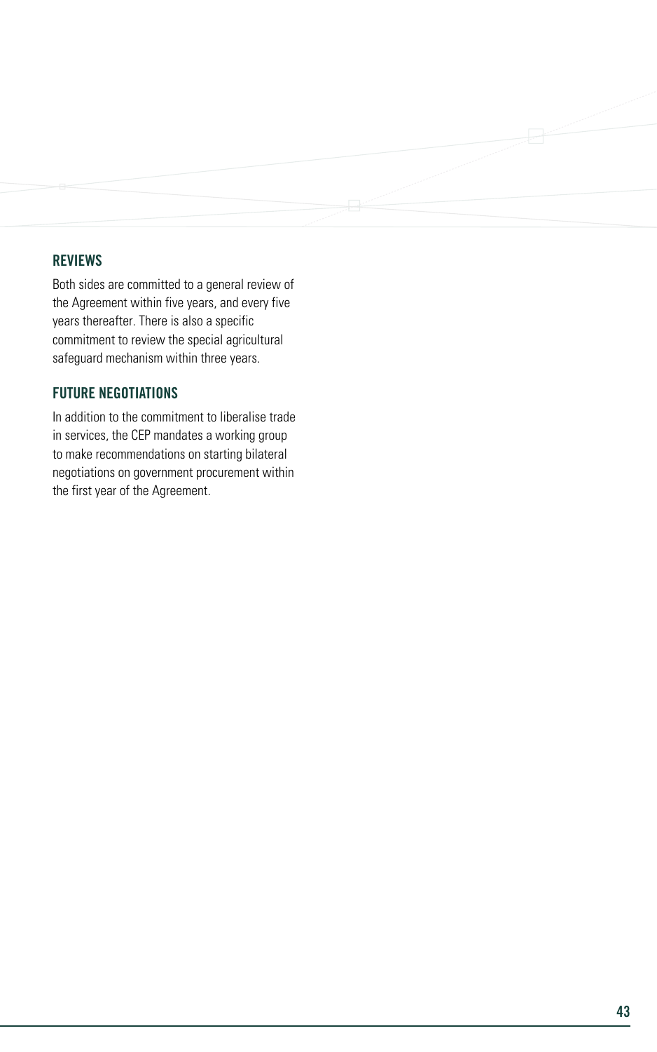## REVIEWS

Both sides are committed to a general review of the Agreement within five years, and every five years thereafter. There is also a specific commitment to review the special agricultural safeguard mechanism within three years.

## FUTURE NEGOTIATIONS

In addition to the commitment to liberalise trade in services, the CEP mandates a working group to make recommendations on starting bilateral negotiations on government procurement within the first year of the Agreement.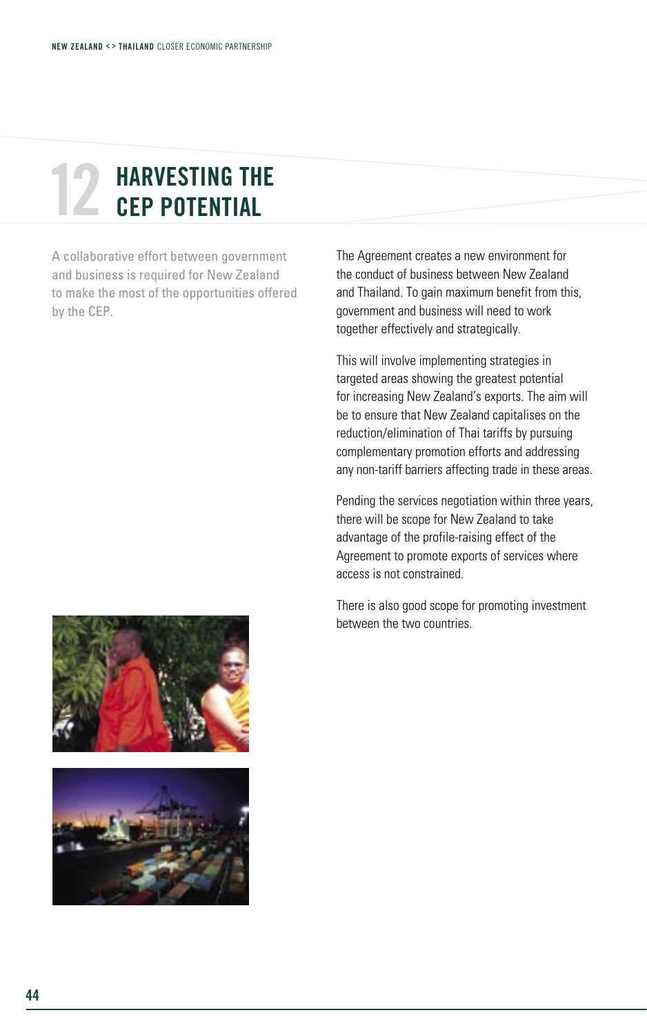# 12 HARVESTING THE CEP POTENTIAL

A collaborative effort between government and business is required for New Zealand to make the most of the opportunities offered by the CEP.

The Agreement creates a new environment for the conduct of business between New Zealand and Thailand. To gain maximum benefit from this, government and business will need to work together effectively and strategically.

This will involve implementing strategies in targeted areas showing the greatest potential for increasing New Zealand's exports. The aim will be to ensure that New Zealand capitalises on the reduction/elimination of Thai tariffs by pursuing complementary promotion efforts and addressing any non-tariff barriers affecting trade in these areas.

Pending the services negotiation within three years, there will be scope for New Zealand to take advantage of the profile-raising effect of the Agreement to promote exports of services where access is not constrained.

There is also good scope for promoting investment between the two countries.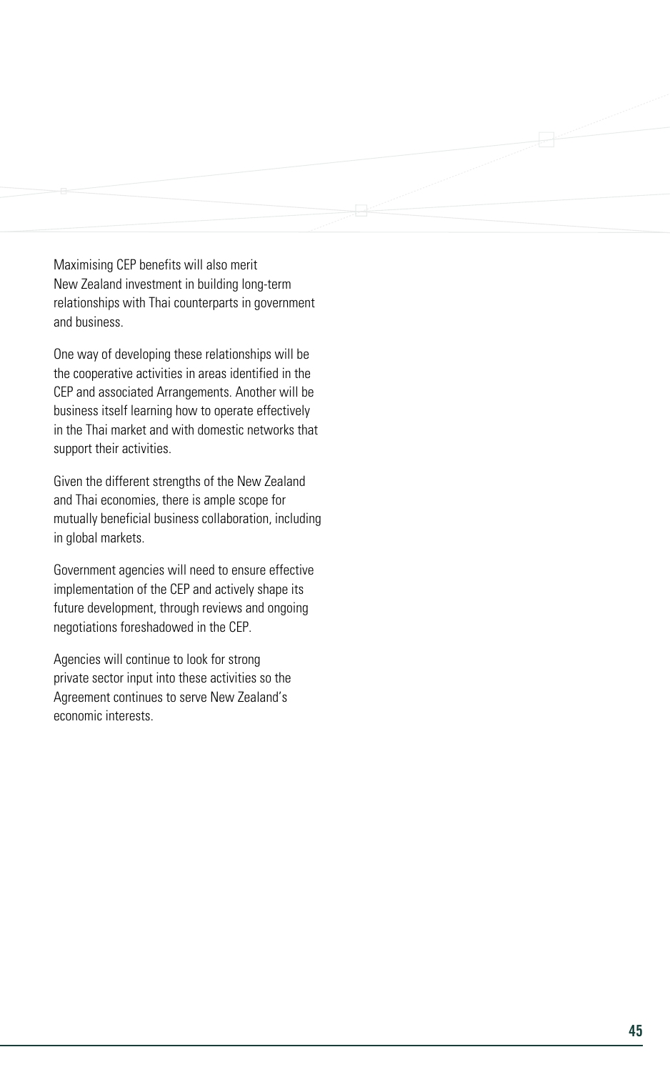Maximising CEP benefits will also merit New Zealand investment in building long-term relationships with Thai counterparts in government and business.

One way of developing these relationships will be the cooperative activities in areas identified in the CEP and associated Arrangements. Another will be business itself learning how to operate effectively in the Thai market and with domestic networks that support their activities.

Given the different strengths of the New Zealand and Thai economies, there is ample scope for mutually beneficial business collaboration, including in global markets.

Government agencies will need to ensure effective implementation of the CEP and actively shape its future development, through reviews and ongoing negotiations foreshadowed in the CEP.

Agencies will continue to look for strong private sector input into these activities so the Agreement continues to serve New Zealand's economic interests.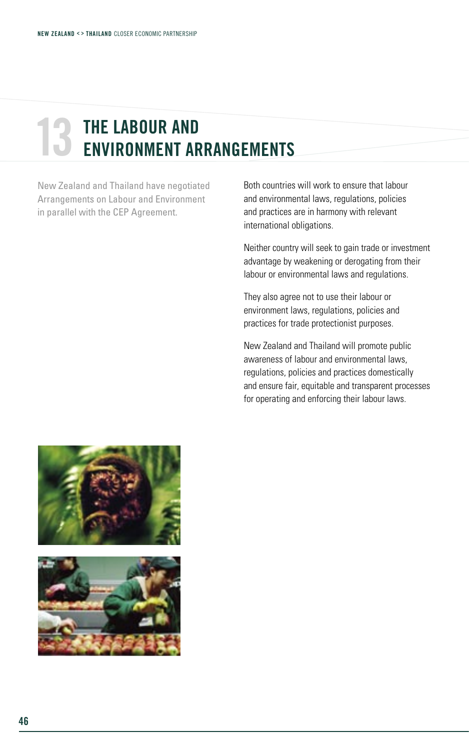# 13 THE LABOUR AND ENVIRONMENT ARRANGEMENTS

New Zealand and Thailand have negotiated Arrangements on Labour and Environment in parallel with the CEP Agreement.

Both countries will work to ensure that labour and environmental laws, regulations, policies and practices are in harmony with relevant international obligations.

Neither country will seek to gain trade or investment advantage by weakening or derogating from their labour or environmental laws and regulations.

They also agree not to use their labour or environment laws, regulations, policies and practices for trade protectionist purposes.

New Zealand and Thailand will promote public awareness of labour and environmental laws, regulations, policies and practices domestically and ensure fair, equitable and transparent processes for operating and enforcing their labour laws.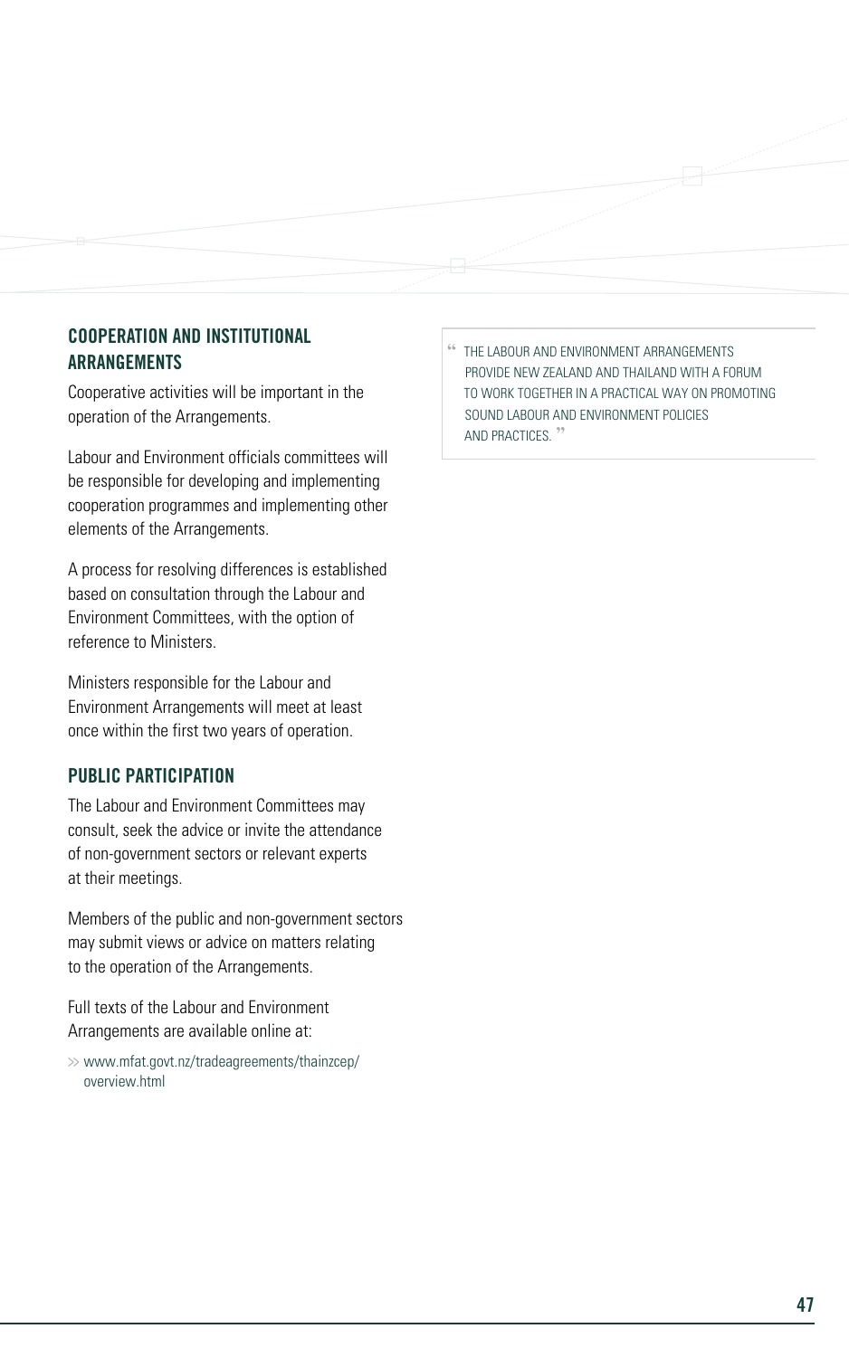## COOPERATION AND INSTITUTIONAL ARRANGEMENTS

Cooperative activities will be important in the operation of the Arrangements.

Labour and Environment officials committees will be responsible for developing and implementing cooperation programmes and implementing other elements of the Arrangements.

A process for resolving differences is established based on consultation through the Labour and Environment Committees, with the option of reference to Ministers.

Ministers responsible for the Labour and Environment Arrangements will meet at least once within the first two years of operation.

## PUBLIC PARTICIPATION

The Labour and Environment Committees may consult, seek the advice or invite the attendance of non-government sectors or relevant experts at their meetings.

Members of the public and non-government sectors may submit views or advice on matters relating to the operation of the Arrangements.

Full texts of the Labour and Environment Arrangements are available online at:

>> www.mfat.govt.nz/tradeagreements/thainzcep/overview.html

> "THE LABOUR AND ENVIRONMENT ARRANGEMENTS PROVIDE NEW ZEALAND AND THAILAND WITH A FORUM TO WORK TOGETHER IN A PRACTICAL WAY ON PROMOTING SOUND LABOUR AND ENVIRONMENT POLICIES AND PRACTICES."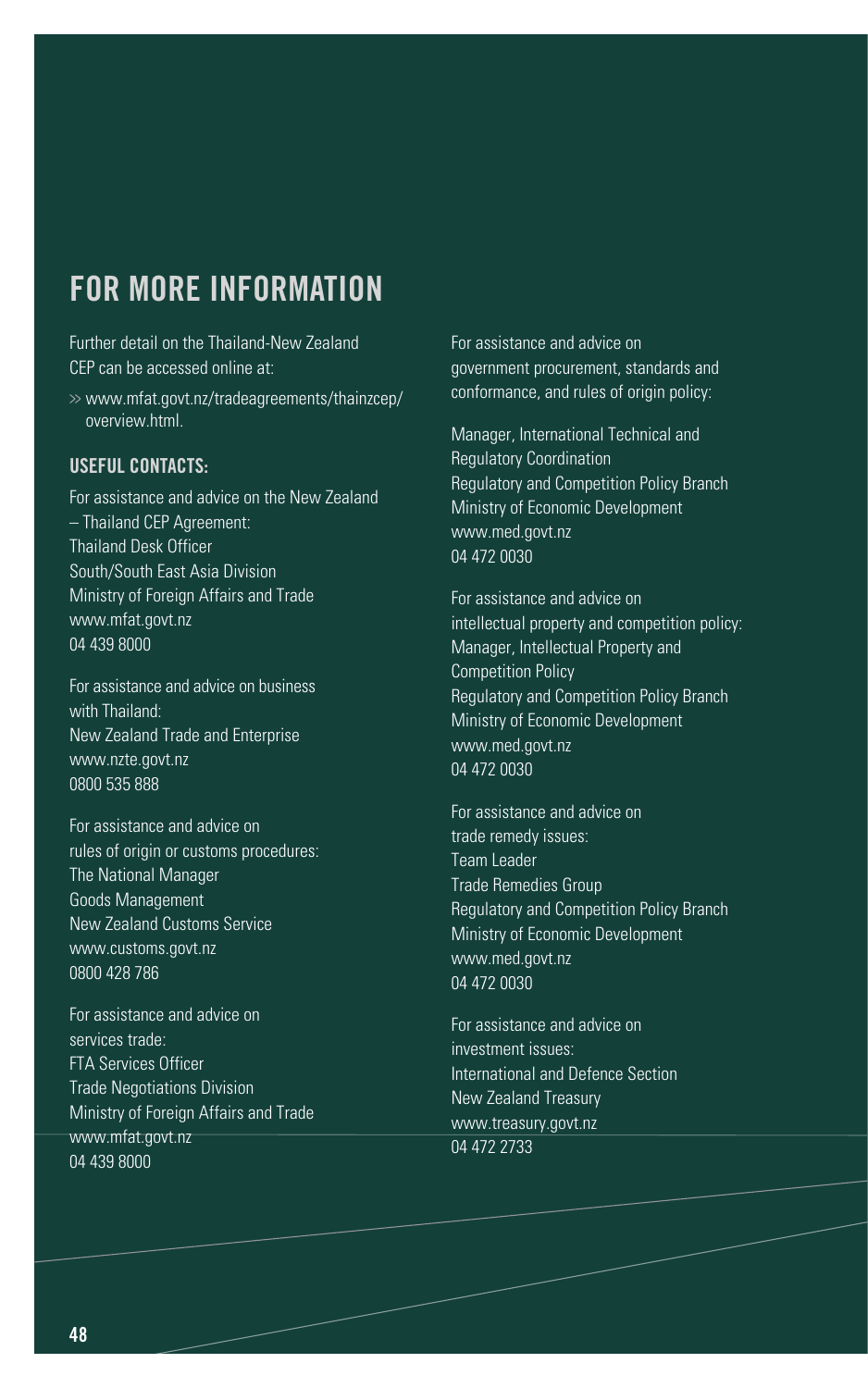# FOR MORE INFORMATION

Further detail on the Thailand-New Zealand CEP can be accessed online at:

» www.mfat.govt.nz/tradeagreements/thainzcep/overview.html.

## USEFUL CONTACTS:

For assistance and advice on the New Zealand – Thailand CEP Agreement:
Thailand Desk Officer
South/South East Asia Division
Ministry of Foreign Affairs and Trade
www.mfat.govt.nz
04 439 8000

For assistance and advice on business with Thailand:
New Zealand Trade and Enterprise
www.nzte.govt.nz
0800 535 888

For assistance and advice on rules of origin or customs procedures:
The National Manager
Goods Management
New Zealand Customs Service
www.customs.govt.nz
0800 428 786

For assistance and advice on services trade:
FTA Services Officer
Trade Negotiations Division
Ministry of Foreign Affairs and Trade
www.mfat.govt.nz
04 439 8000

For assistance and advice on government procurement, standards and conformance, and rules of origin policy:

Manager, International Technical and Regulatory Coordination
Regulatory and Competition Policy Branch
Ministry of Economic Development
www.med.govt.nz
04 472 0030

For assistance and advice on intellectual property and competition policy:
Manager, Intellectual Property and Competition Policy
Regulatory and Competition Policy Branch
Ministry of Economic Development
www.med.govt.nz
04 472 0030

For assistance and advice on trade remedy issues:
Team Leader
Trade Remedies Group
Regulatory and Competition Policy Branch
Ministry of Economic Development
www.med.govt.nz
04 472 0030

For assistance and advice on investment issues:
International and Defence Section
New Zealand Treasury
www.treasury.govt.nz
04 472 2733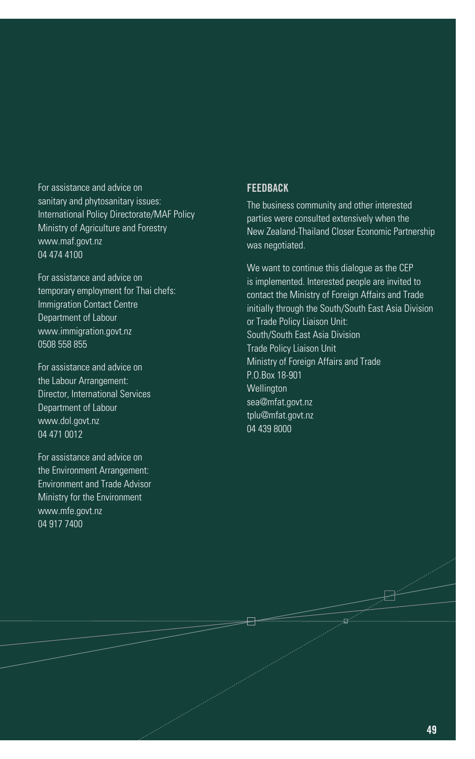For assistance and advice on
sanitary and phytosanitary issues:
International Policy Directorate/MAF Policy
Ministry of Agriculture and Forestry
www.maf.govt.nz
04 474 4100

For assistance and advice on
temporary employment for Thai chefs:
Immigration Contact Centre
Department of Labour
www.immigration.govt.nz
0508 558 855

For assistance and advice on
the Labour Arrangement:
Director, International Services
Department of Labour
www.dol.govt.nz
04 471 0012

For assistance and advice on
the Environment Arrangement:
Environment and Trade Advisor
Ministry for the Environment
www.mfe.govt.nz
04 917 7400

## FEEDBACK

The business community and other interested parties were consulted extensively when the New Zealand-Thailand Closer Economic Partnership was negotiated.

We want to continue this dialogue as the CEP is implemented. Interested people are invited to contact the Ministry of Foreign Affairs and Trade initially through the South/South East Asia Division or Trade Policy Liaison Unit:
South/South East Asia Division
Trade Policy Liaison Unit
Ministry of Foreign Affairs and Trade
P.O.Box 18-901
Wellington
sea@mfat.govt.nz
tplu@mfat.govt.nz
04 439 8000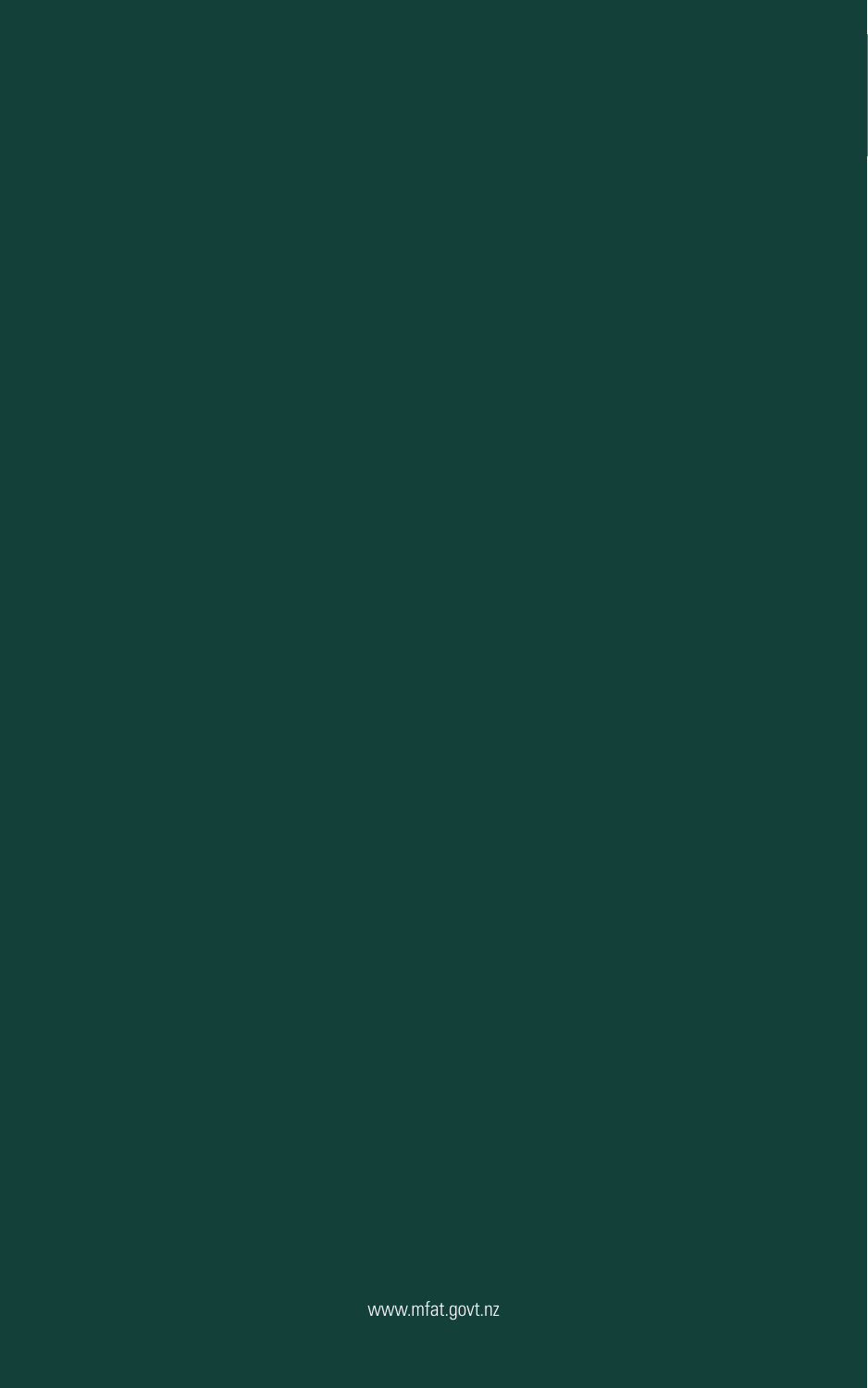www.mfat.govt.nz